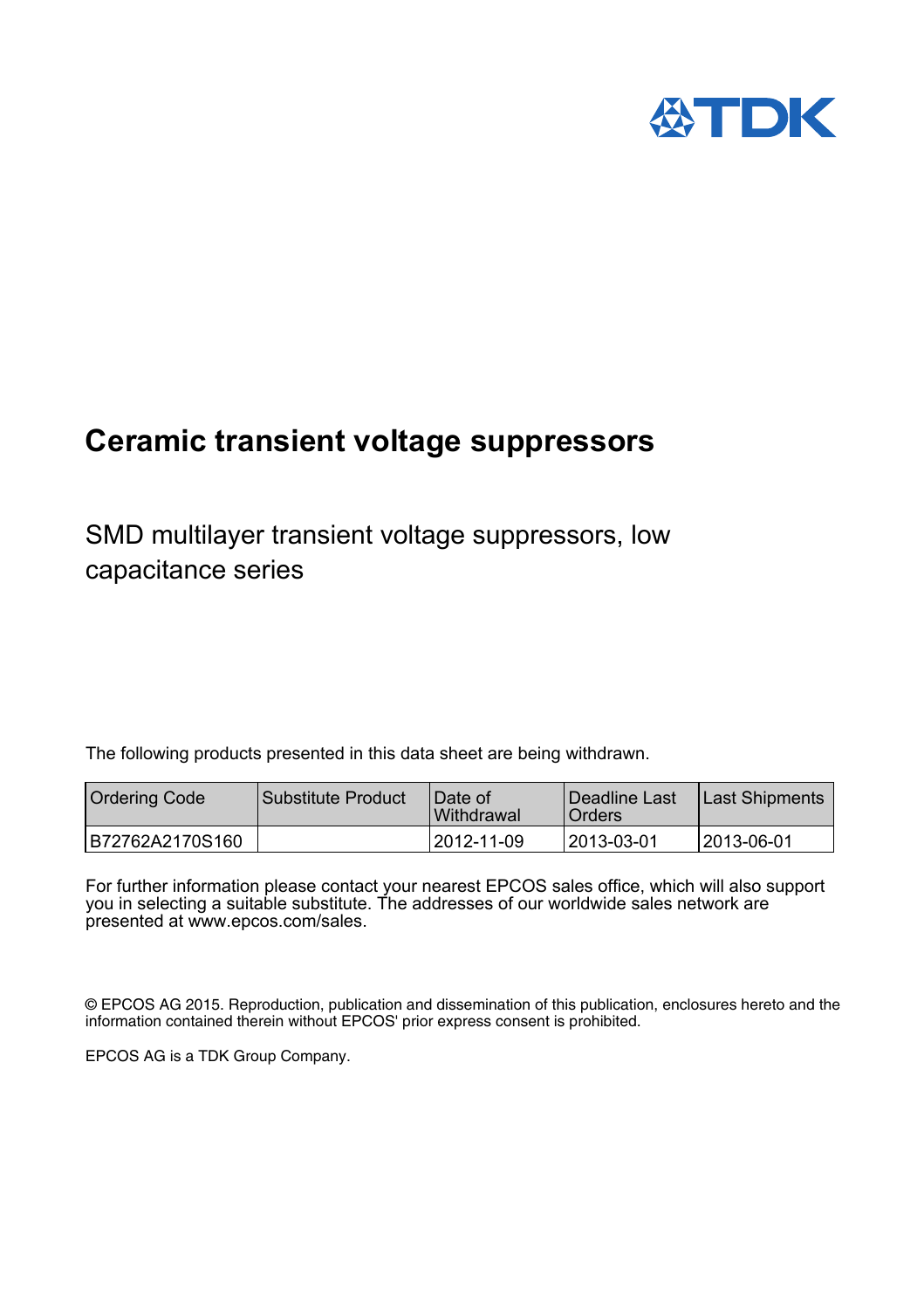# Ceramic transient voltage suppressors

## SMD multilayer transient voltage suppressors, low capacitance series

The following products presented in this data sheet are being withdrawn.

| Ordering Code | Substitute Product | Date of Withdrawal | Deadline Last Orders | Last Shipments |
|---|---|---|---|---|
| B72762A2170S160 | | 2012-11-09 | 2013-03-01 | 2013-06-01 |

For further information please contact your nearest EPCOS sales office, which will also support you in selecting a suitable substitute. The addresses of our worldwide sales network are presented at www.epcos.com/sales.

© EPCOS AG 2015. Reproduction, publication and dissemination of this publication, enclosures hereto and the information contained therein without EPCOS' prior express consent is prohibited.

EPCOS AG is a TDK Group Company.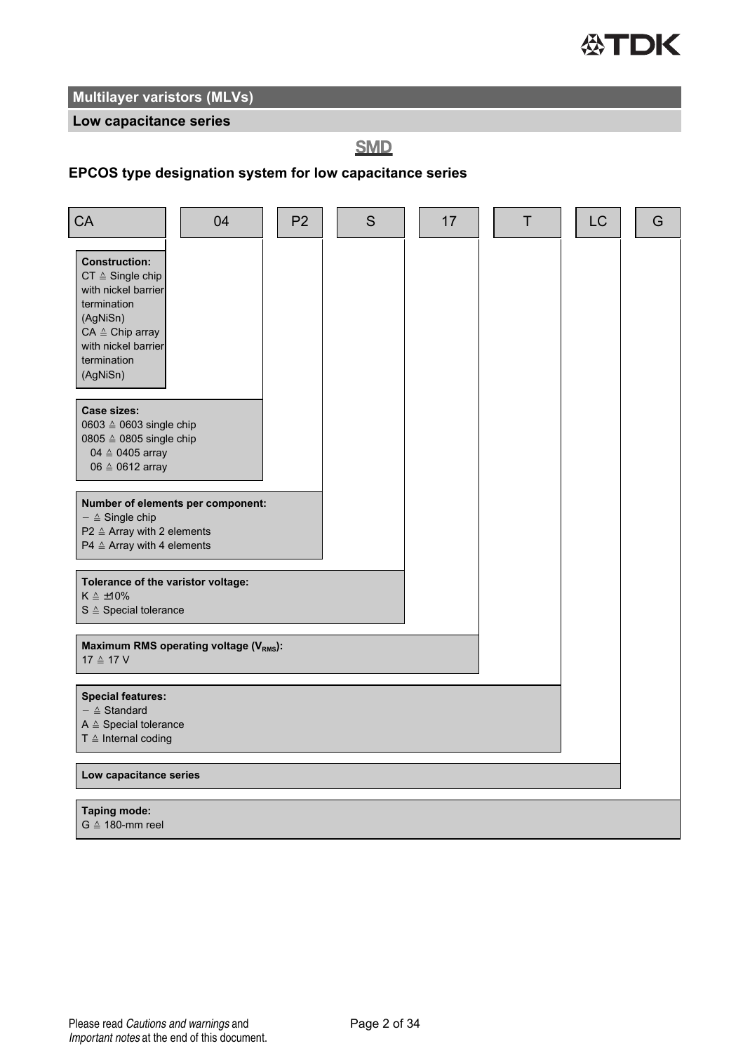## Multilayer varistors (MLVs)

### Low capacitance series

**SMD**

### EPCOS type designation system for low capacitance series

| CA | 04 | P2 | S | 17 | T | LC | G |
|---|---|---|---|---|---|---|---|

**Construction:**
CT ≙ Single chip with nickel barrier termination (AgNiSn)
CA ≙ Chip array with nickel barrier termination (AgNiSn)

**Case sizes:**
0603 ≙ 0603 single chip
0805 ≙ 0805 single chip
04 ≙ 0405 array
06 ≙ 0612 array

**Number of elements per component:**
– ≙ Single chip
P2 ≙ Array with 2 elements
P4 ≙ Array with 4 elements

**Tolerance of the varistor voltage:**
K ≙ ±10%
S ≙ Special tolerance

**Maximum RMS operating voltage ($V_{RMS}$):**
17 ≙ 17 V

**Special features:**
– ≙ Standard
A ≙ Special tolerance
T ≙ Internal coding

**Low capacitance series**

**Taping mode:**
G ≙ 180-mm reel

Please read *Cautions and warnings* and *Important notes* at the end of this document.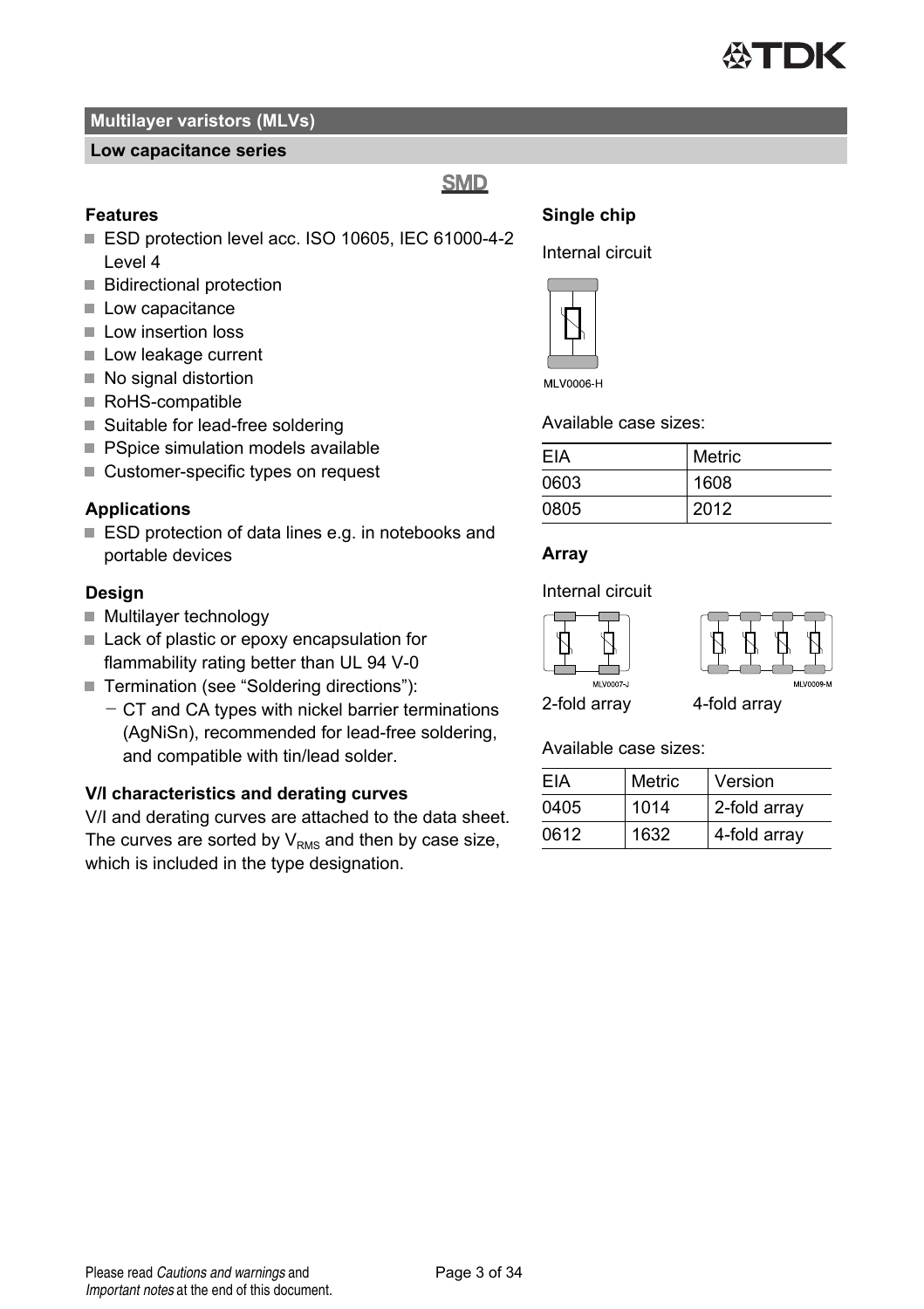## Multilayer varistors (MLVs)

### Low capacitance series

**SMD**

### Features

- ESD protection level acc. ISO 10605, IEC 61000-4-2 Level 4
- Bidirectional protection
- Low capacitance
- Low insertion loss
- Low leakage current
- No signal distortion
- RoHS-compatible
- Suitable for lead-free soldering
- PSpice simulation models available
- Customer-specific types on request

### Applications

- ESD protection of data lines e.g. in notebooks and portable devices

### Design

- Multilayer technology
- Lack of plastic or epoxy encapsulation for flammability rating better than UL 94 V-0
- Termination (see "Soldering directions"):
  - CT and CA types with nickel barrier terminations (AgNiSn), recommended for lead-free soldering, and compatible with tin/lead solder.

### V/I characteristics and derating curves

V/I and derating curves are attached to the data sheet. The curves are sorted by $V_{RMS}$ and then by case size, which is included in the type designation.

### Single chip

Internal circuit

MLV0006-H

Available case sizes:

| EIA | Metric |
|---|---|
| 0603 | 1608 |
| 0805 | 2012 |

### Array

Internal circuit

MLV0007-J

2-fold array

MLV0009-M

4-fold array

Available case sizes:

| EIA | Metric | Version |
|---|---|---|
| 0405 | 1014 | 2-fold array |
| 0612 | 1632 | 4-fold array |

Please read *Cautions and warnings* and *Important notes* at the end of this document.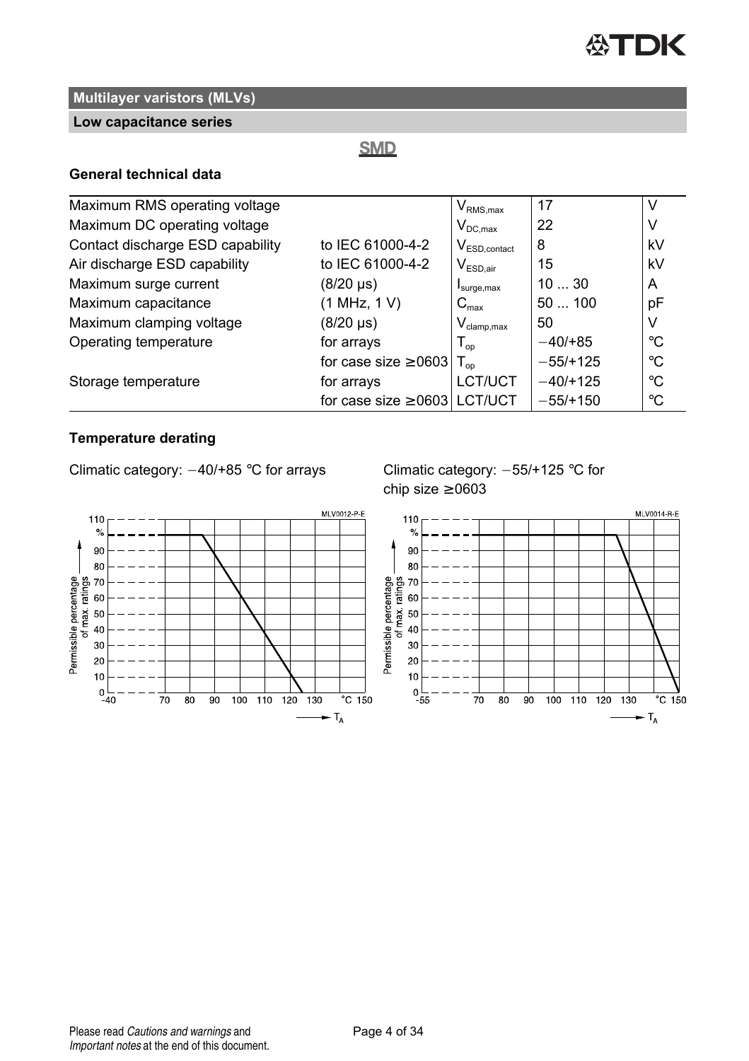## Multilayer varistors (MLVs)

### Low capacitance series

**SMD**

### General technical data

| | | | | |
|---|---|---|---|---|
| Maximum RMS operating voltage | | $V_{RMS,max}$ | 17 | V |
| Maximum DC operating voltage | | $V_{DC,max}$ | 22 | V |
| Contact discharge ESD capability | to IEC 61000-4-2 | $V_{ESD,contact}$ | 8 | kV |
| Air discharge ESD capability | to IEC 61000-4-2 | $V_{ESD,air}$ | 15 | kV |
| Maximum surge current | (8/20 μs) | $I_{surge,max}$ | 10 ... 30 | A |
| Maximum capacitance | (1 MHz, 1 V) | $C_{max}$ | 50 ... 100 | pF |
| Maximum clamping voltage | (8/20 μs) | $V_{clamp,max}$ | 50 | V |
| Operating temperature | for arrays | $T_{op}$ | −40/+85 | °C |
| | for case size ≥0603 | $T_{op}$ | −55/+125 | °C |
| Storage temperature | for arrays | LCT/UCT | −40/+125 | °C |
| | for case size ≥0603 | LCT/UCT | −55/+150 | °C |

### Temperature derating

Climatic category: −40/+85 °C for arrays

Climatic category: −55/+125 °C for chip size ≥0603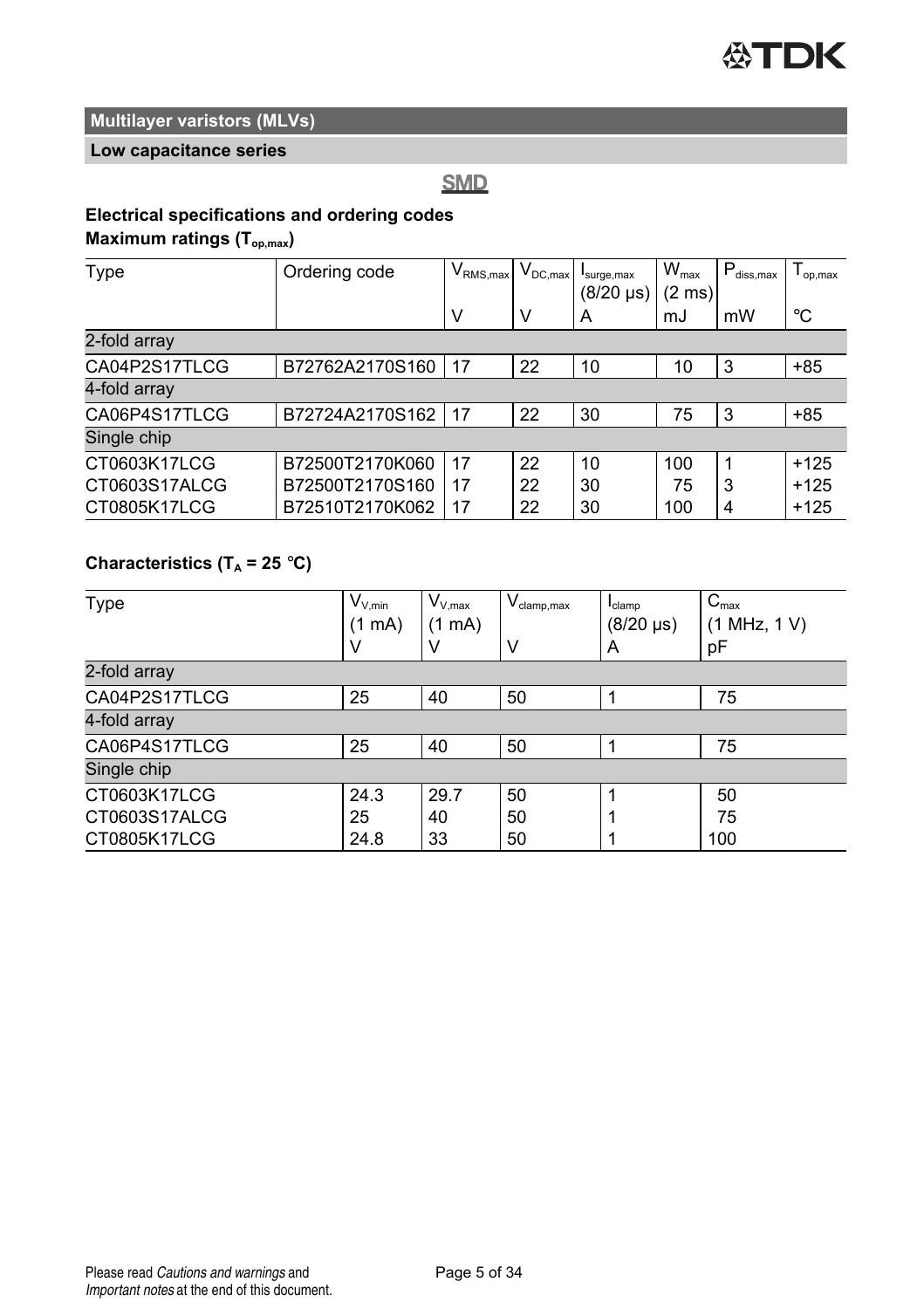## Multilayer varistors (MLVs)

### Low capacitance series

**SMD**

**Electrical specifications and ordering codes**

**Maximum ratings ($T_{op,max}$)**

| Type | Ordering code | $V_{RMS,max}$ | $V_{DC,max}$ | $I_{surge,max}$ (8/20 µs) | $W_{max}$ (2 ms) | $P_{diss,max}$ | $T_{op,max}$ |
|---|---|---|---|---|---|---|---|
| | | V | V | A | mJ | mW | °C |
| 2-fold array | | | | | | | |
| CA04P2S17TLCG | B72762A2170S160 | 17 | 22 | 10 | 10 | 3 | +85 |
| 4-fold array | | | | | | | |
| CA06P4S17TLCG | B72724A2170S162 | 17 | 22 | 30 | 75 | 3 | +85 |
| Single chip | | | | | | | |
| CT0603K17LCG | B72500T2170K060 | 17 | 22 | 10 | 100 | 1 | +125 |
| CT0603S17ALCG | B72500T2170S160 | 17 | 22 | 30 | 75 | 3 | +125 |
| CT0805K17LCG | B72510T2170K062 | 17 | 22 | 30 | 100 | 4 | +125 |

**Characteristics ($T_A$ = 25 °C)**

| Type | $V_{V,min}$ (1 mA) | $V_{V,max}$ (1 mA) | $V_{clamp,max}$ | $I_{clamp}$ (8/20 µs) | $C_{max}$ (1 MHz, 1 V) |
|---|---|---|---|---|---|
| | V | V | V | A | pF |
| 2-fold array | | | | | |
| CA04P2S17TLCG | 25 | 40 | 50 | 1 | 75 |
| 4-fold array | | | | | |
| CA06P4S17TLCG | 25 | 40 | 50 | 1 | 75 |
| Single chip | | | | | |
| CT0603K17LCG | 24.3 | 29.7 | 50 | 1 | 50 |
| CT0603S17ALCG | 25 | 40 | 50 | 1 | 75 |
| CT0805K17LCG | 24.8 | 33 | 50 | 1 | 100 |

Please read *Cautions and warnings* and *Important notes* at the end of this document.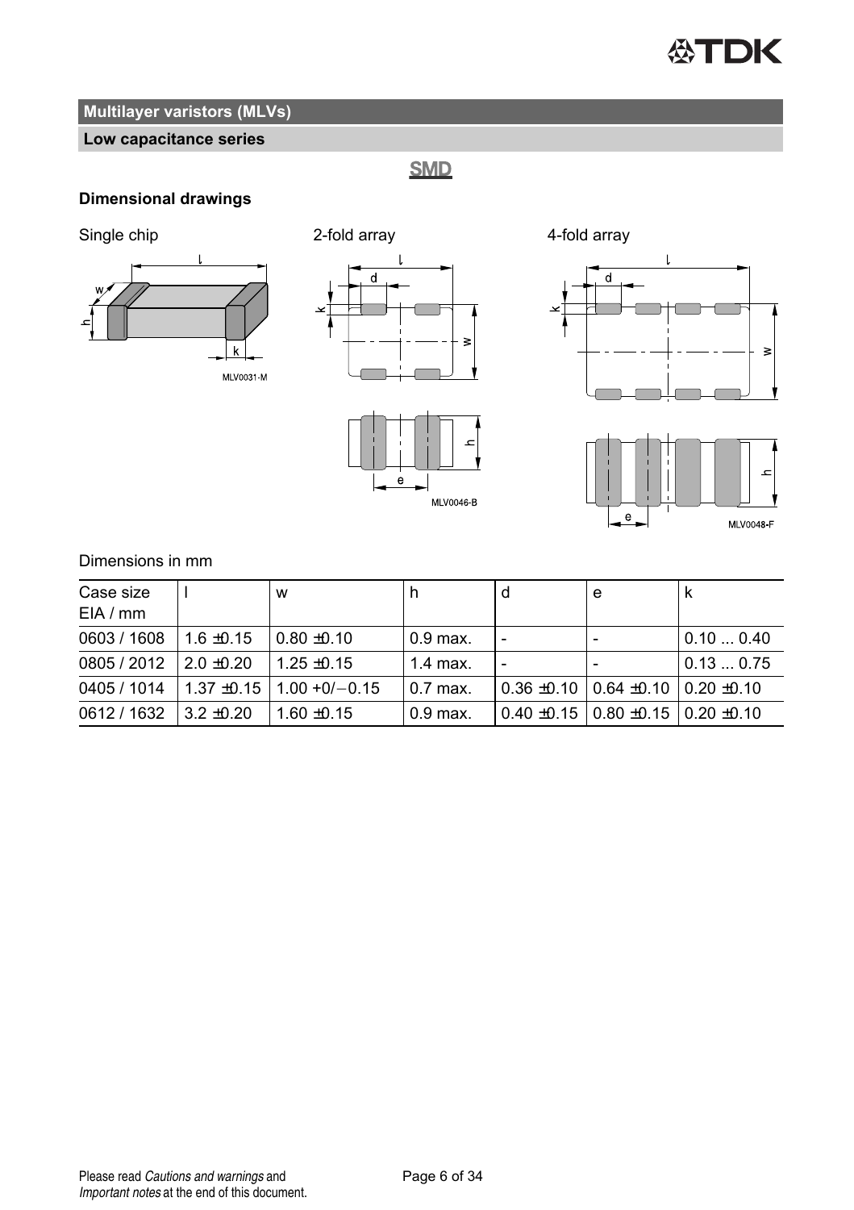## Multilayer varistors (MLVs)

### Low capacitance series

**SMD**

### Dimensional drawings

Single chip

MLV0031-M

2-fold array

MLV0046-B

4-fold array

MLV0048-F

Dimensions in mm

| Case size EIA / mm | l | w | h | d | e | k |
|---|---|---|---|---|---|---|
| 0603 / 1608 | 1.6 ±0.15 | 0.80 ±0.10 | 0.9 max. | - | - | 0.10 ... 0.40 |
| 0805 / 2012 | 2.0 ±0.20 | 1.25 ±0.15 | 1.4 max. | - | - | 0.13 ... 0.75 |
| 0405 / 1014 | 1.37 ±0.15 | 1.00 +0/−0.15 | 0.7 max. | 0.36 ±0.10 | 0.64 ±0.10 | 0.20 ±0.10 |
| 0612 / 1632 | 3.2 ±0.20 | 1.60 ±0.15 | 0.9 max. | 0.40 ±0.15 | 0.80 ±0.15 | 0.20 ±0.10 |

Please read *Cautions and warnings* and *Important notes* at the end of this document.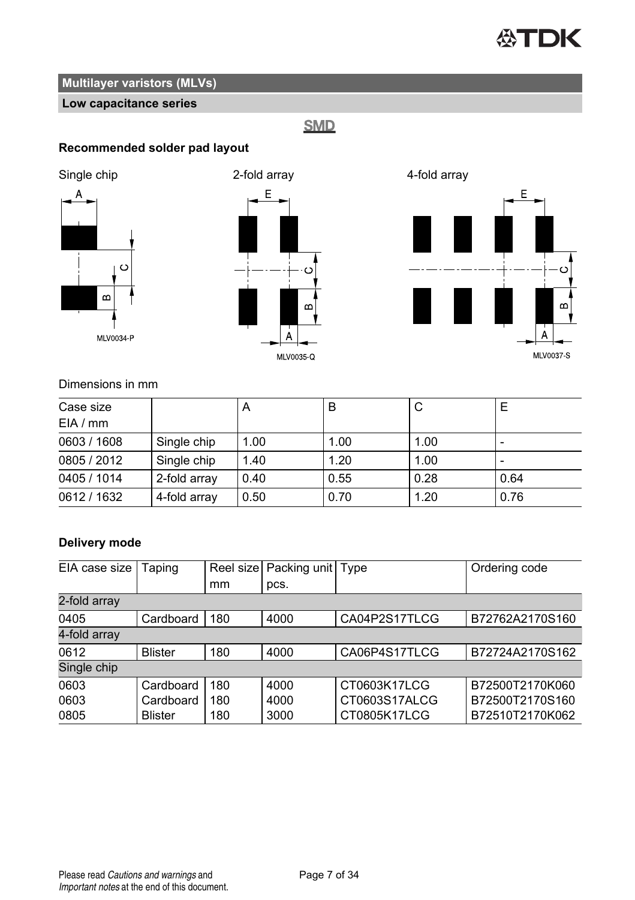## Multilayer varistors (MLVs)

### Low capacitance series

**SMD**

### Recommended solder pad layout

Single chip

MLV0034-P

2-fold array

MLV0035-Q

4-fold array

MLV0037-S

Dimensions in mm

| Case size EIA / mm | | A | B | C | E |
|---|---|---|---|---|---|
| 0603 / 1608 | Single chip | 1.00 | 1.00 | 1.00 | - |
| 0805 / 2012 | Single chip | 1.40 | 1.20 | 1.00 | - |
| 0405 / 1014 | 2-fold array | 0.40 | 0.55 | 0.28 | 0.64 |
| 0612 / 1632 | 4-fold array | 0.50 | 0.70 | 1.20 | 0.76 |

### Delivery mode

| EIA case size | Taping | Reel size mm | Packing unit pcs. | Type | Ordering code |
|---|---|---|---|---|---|
| 2-fold array | | | | | |
| 0405 | Cardboard | 180 | 4000 | CA04P2S17TLCG | B72762A2170S160 |
| 4-fold array | | | | | |
| 0612 | Blister | 180 | 4000 | CA06P4S17TLCG | B72724A2170S162 |
| Single chip | | | | | |
| 0603 | Cardboard | 180 | 4000 | CT0603K17LCG | B72500T2170K060 |
| 0603 | Cardboard | 180 | 4000 | CT0603S17ALCG | B72500T2170S160 |
| 0805 | Blister | 180 | 3000 | CT0805K17LCG | B72510T2170K062 |

Please read *Cautions and warnings* and *Important notes* at the end of this document.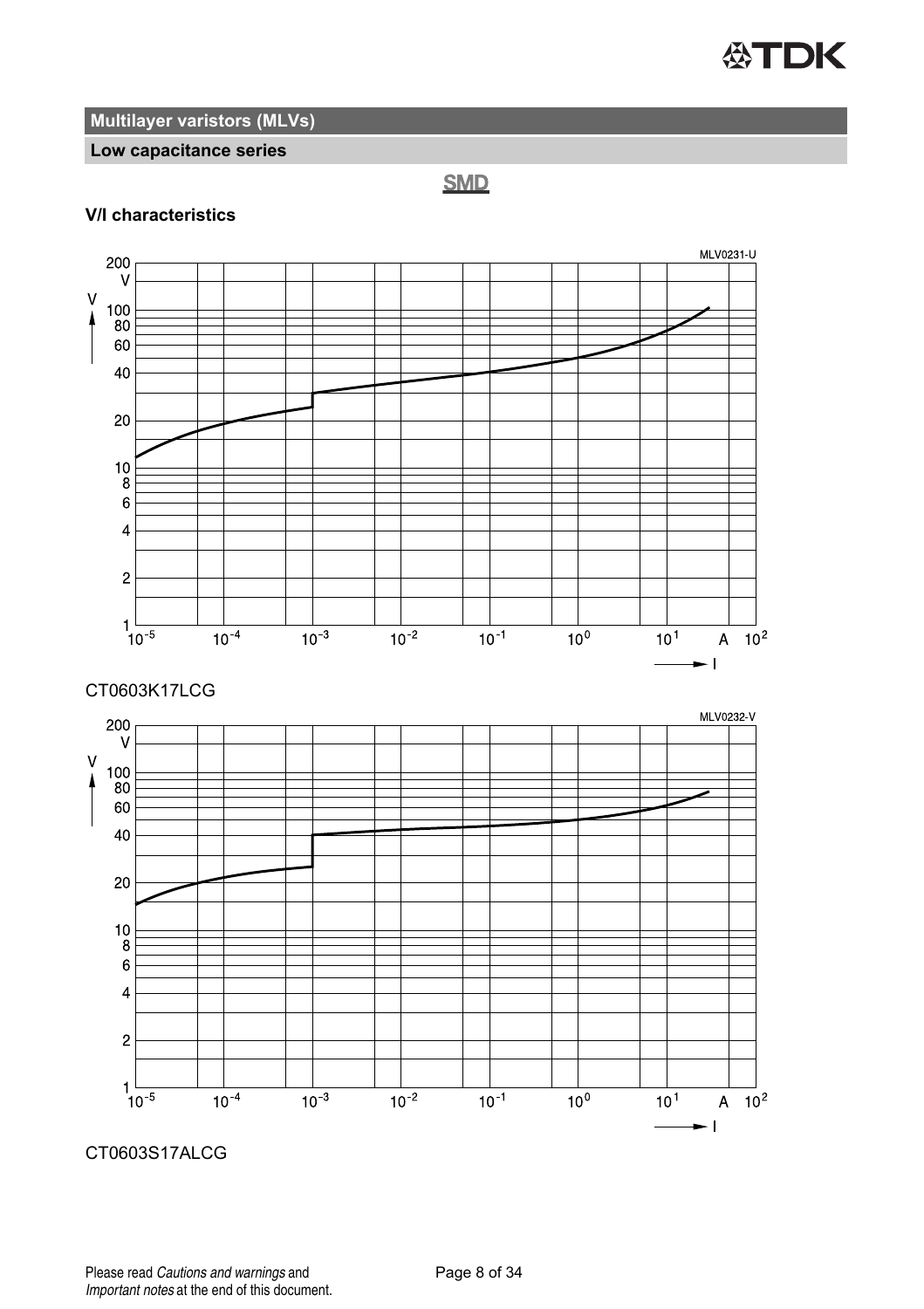## Multilayer varistors (MLVs)

### Low capacitance series

**SMD**

**V/I characteristics**

CT0603K17LCG

CT0603S17ALCG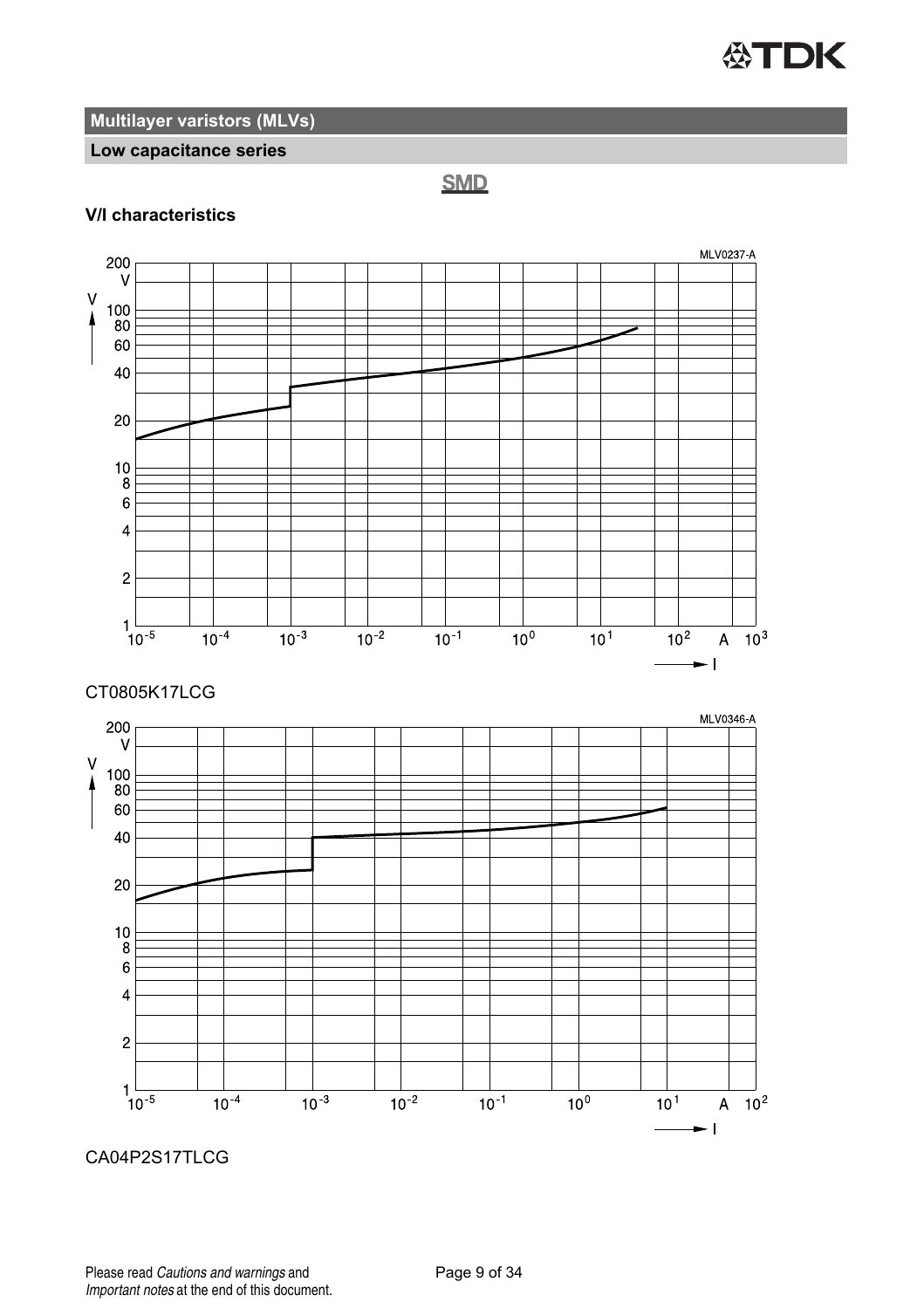## Multilayer varistors (MLVs)

### Low capacitance series

**SMD**

**V/I characteristics**

MLV0237-A

CT0805K17LCG

MLV0346-A

CA04P2S17TLCG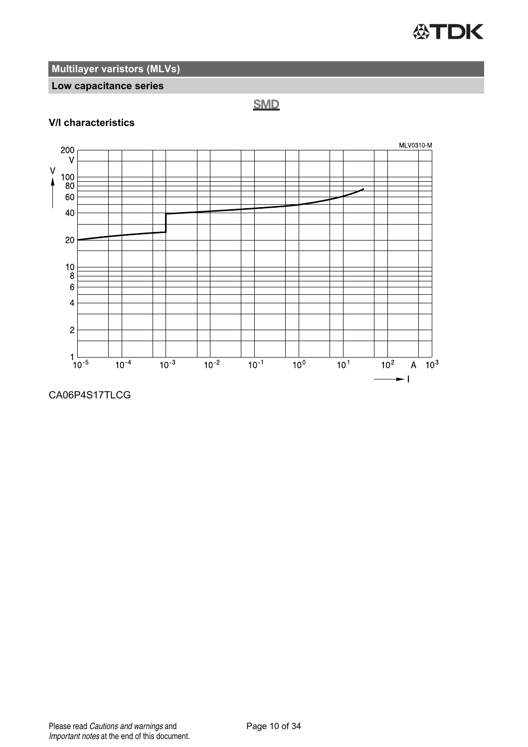## Multilayer varistors (MLVs)

### Low capacitance series

**SMD**

**V/I characteristics**

CA06P4S17TLCG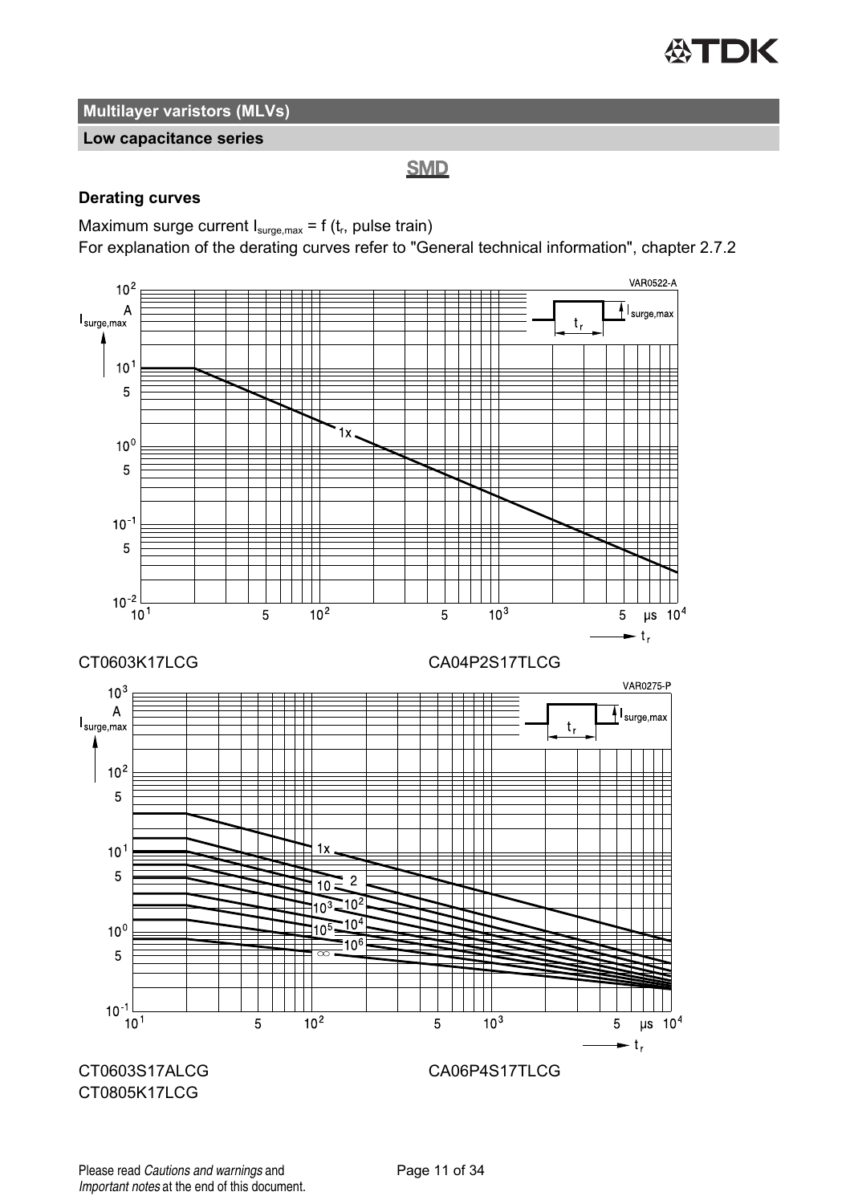## Multilayer varistors (MLVs)

### Low capacitance series

**SMD**

**Derating curves**

Maximum surge current $I_{surge,max} = f (t_r, \text{pulse train})$
For explanation of the derating curves refer to "General technical information", chapter 2.7.2

CT0603K17LCG CA04P2S17TLCG

CT0603S17ALCG CA06P4S17TLCG
CT0805K17LCG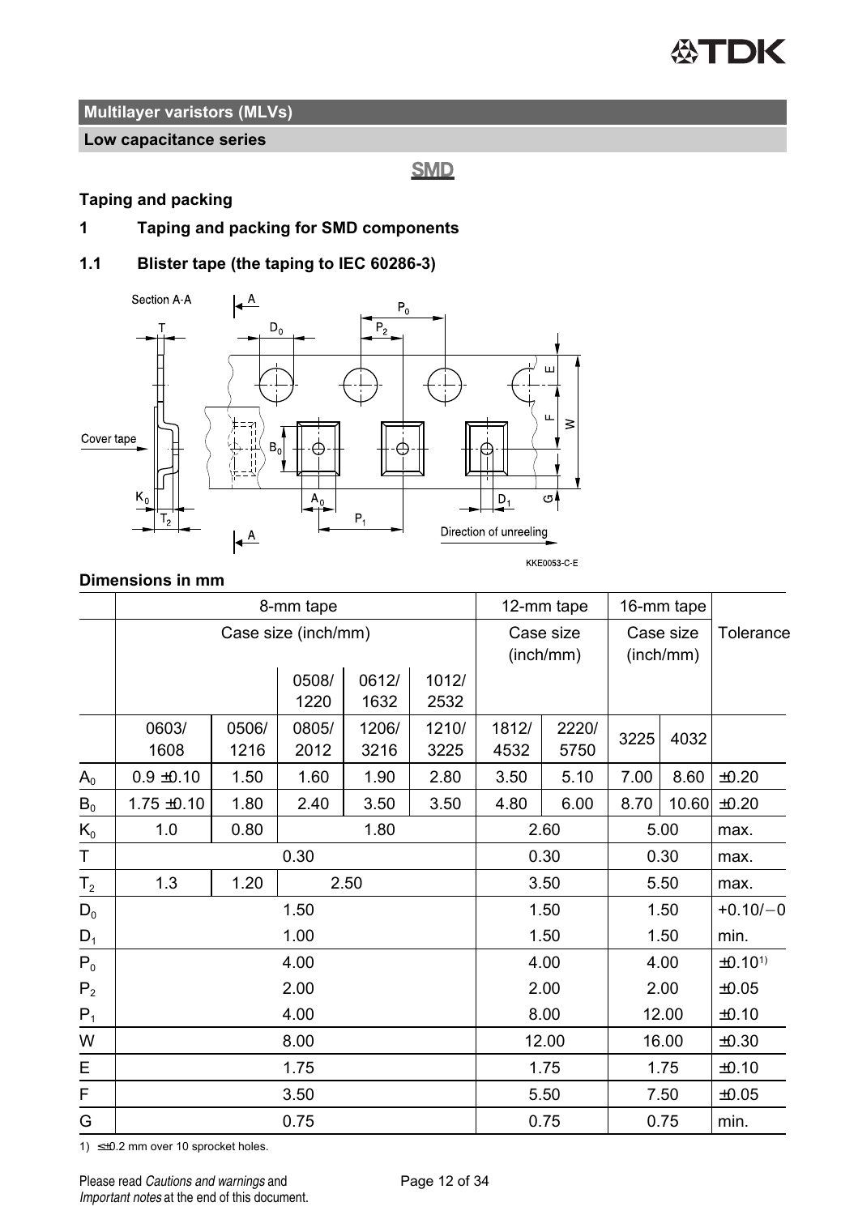## Multilayer varistors (MLVs)

### Low capacitance series

**SMD**

### Taping and packing

### 1 Taping and packing for SMD components

### 1.1 Blister tape (the taping to IEC 60286-3)

KKE0053-C-E

**Dimensions in mm**

| | 8-mm tape | | | | | 12-mm tape | | 16-mm tape | | Tolerance |
|---|---|---|---|---|---|---|---|---|---|---|
| | Case size (inch/mm) | | | | | Case size (inch/mm) | | Case size (inch/mm) | | |
| | | | 0508/ 1220 | 0612/ 1632 | 1012/ 2532 | | | | | |
| | 0603/ 1608 | 0506/ 1216 | 0805/ 2012 | 1206/ 3216 | 1210/ 3225 | 1812/ 4532 | 2220/ 5750 | 3225 | 4032 | |
| $A_0$ | 0.9 ±0.10 | 1.50 | 1.60 | 1.90 | 2.80 | 3.50 | 5.10 | 7.00 | 8.60 | ±0.20 |
| $B_0$ | 1.75 ±0.10 | 1.80 | 2.40 | 3.50 | 3.50 | 4.80 | 6.00 | 8.70 | 10.60 | ±0.20 |
| $K_0$ | 1.0 | 0.80 | 1.80 | | | 2.60 | | 5.00 | | max. |
| T | 0.30 | | | | | 0.30 | | 0.30 | | max. |
| $T_2$ | 1.3 | 1.20 | 2.50 | | | 3.50 | | 5.50 | | max. |
| $D_0$ | 1.50 | | | | | 1.50 | | 1.50 | | +0.10/−0 |
| $D_1$ | 1.00 | | | | | 1.50 | | 1.50 | | min. |
| $P_0$ | 4.00 | | | | | 4.00 | | 4.00 | | ±0.10[1] |
| $P_2$ | 2.00 | | | | | 2.00 | | 2.00 | | ±0.05 |
| $P_1$ | 4.00 | | | | | 8.00 | | 12.00 | | ±0.10 |
| W | 8.00 | | | | | 12.00 | | 16.00 | | ±0.30 |
| E | 1.75 | | | | | 1.75 | | 1.75 | | ±0.10 |
| F | 3.50 | | | | | 5.50 | | 7.50 | | ±0.05 |
| G | 0.75 | | | | | 0.75 | | 0.75 | | min. |

1) ≤±0.2 mm over 10 sprocket holes.

Please read *Cautions and warnings* and *Important notes* at the end of this document.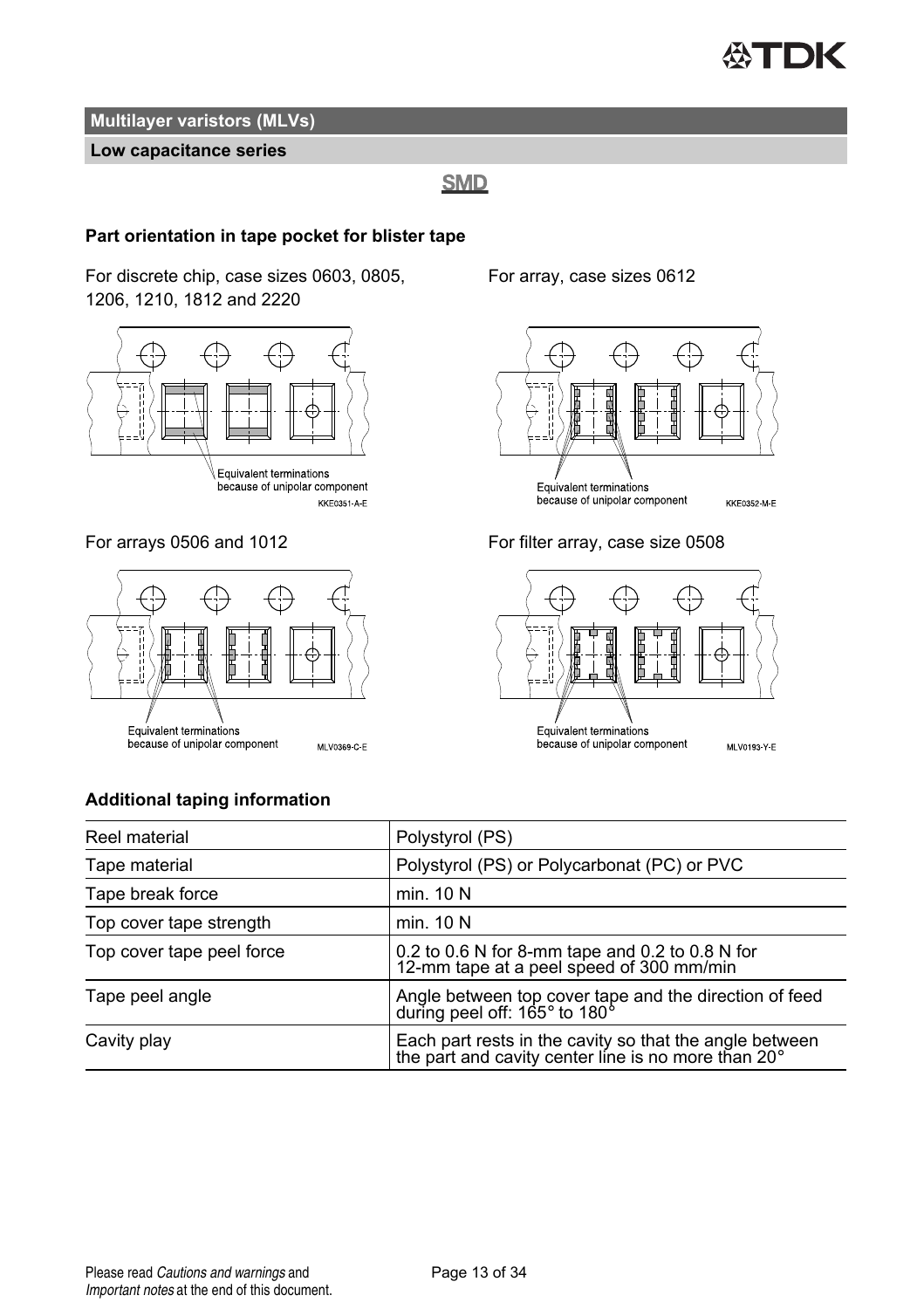## Multilayer varistors (MLVs)

### Low capacitance series

SMD

**Part orientation in tape pocket for blister tape**

For discrete chip, case sizes 0603, 0805, 1206, 1210, 1812 and 2220

Equivalent terminations because of unipolar component

KKE0351-A-E

For array, case sizes 0612

Equivalent terminations because of unipolar component

KKE0352-M-E

For arrays 0506 and 1012

Equivalent terminations because of unipolar component

MLV0369-C-E

For filter array, case size 0508

Equivalent terminations because of unipolar component

MLV0193-Y-E

**Additional taping information**

| Reel material | Polystyrol (PS) |
|---|---|
| Tape material | Polystyrol (PS) or Polycarbonat (PC) or PVC |
| Tape break force | min. 10 N |
| Top cover tape strength | min. 10 N |
| Top cover tape peel force | 0.2 to 0.6 N for 8-mm tape and 0.2 to 0.8 N for 12-mm tape at a peel speed of 300 mm/min |
| Tape peel angle | Angle between top cover tape and the direction of feed during peel off: 165° to 180° |
| Cavity play | Each part rests in the cavity so that the angle between the part and cavity center line is no more than 20° |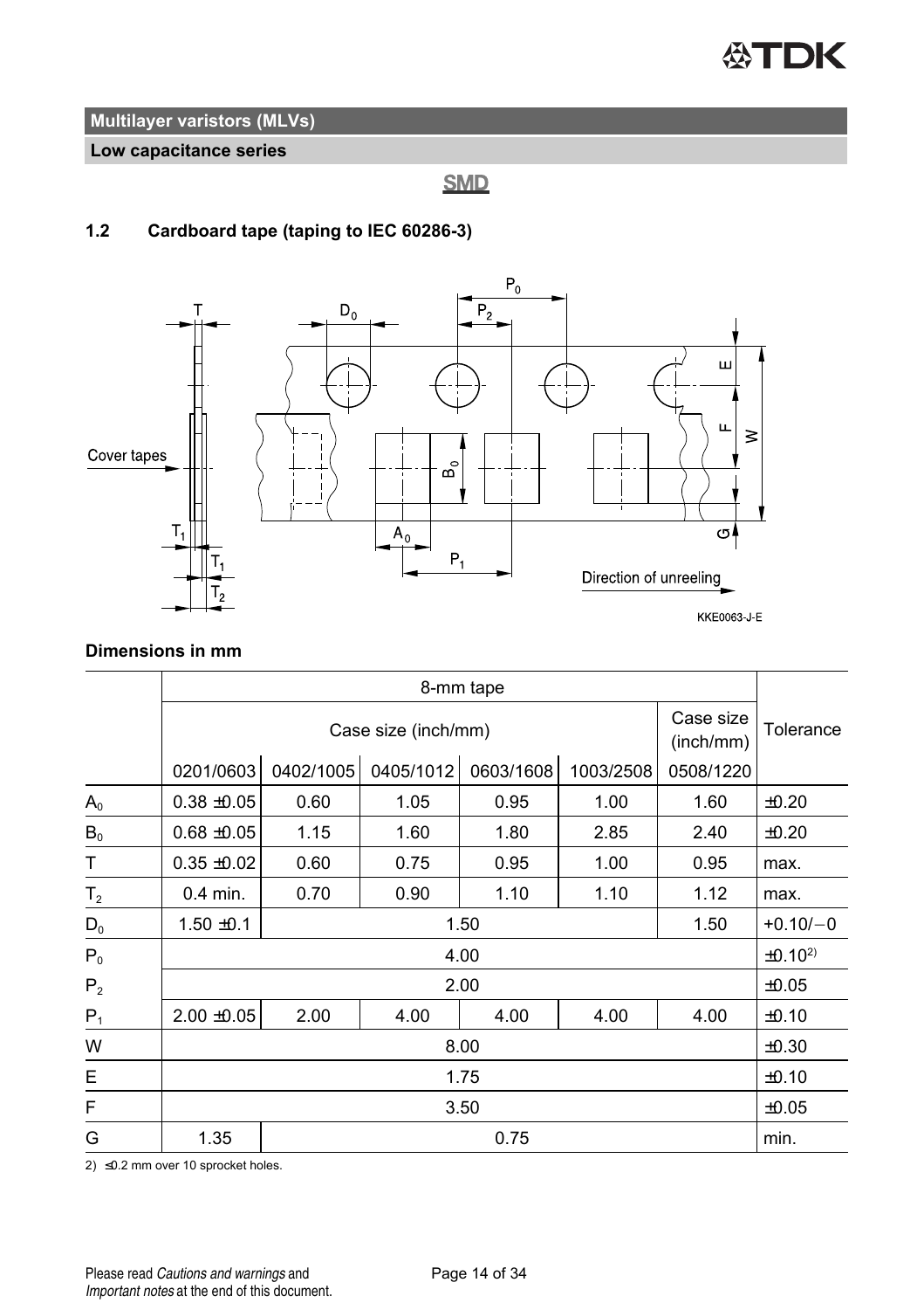## Multilayer varistors (MLVs)

### Low capacitance series

**SMD**

### 1.2 Cardboard tape (taping to IEC 60286-3)

Cover tapes

Direction of unreeling

KKE0063-J-E

**Dimensions in mm**

| | 8-mm tape | | | | | | |
|---|---|---|---|---|---|---|---|
| | Case size (inch/mm) | | | | | Case size (inch/mm) | Tolerance |
| | 0201/0603 | 0402/1005 | 0405/1012 | 0603/1608 | 1003/2508 | 0508/1220 | |
| $A_0$ | 0.38 ±0.05 | 0.60 | 1.05 | 0.95 | 1.00 | 1.60 | ±0.20 |
| $B_0$ | 0.68 ±0.05 | 1.15 | 1.60 | 1.80 | 2.85 | 2.40 | ±0.20 |
| T | 0.35 ±0.02 | 0.60 | 0.75 | 0.95 | 1.00 | 0.95 | max. |
| $T_2$ | 0.4 min. | 0.70 | 0.90 | 1.10 | 1.10 | 1.12 | max. |
| $D_0$ | 1.50 ±0.1 | 1.50 | | | | 1.50 | +0.10/−0 |
| $P_0$ | 4.00 | | | | | | ±0.10[2] |
| $P_2$ | 2.00 | | | | | | ±0.05 |
| $P_1$ | 2.00 ±0.05 | 2.00 | 4.00 | 4.00 | 4.00 | 4.00 | ±0.10 |
| W | 8.00 | | | | | | ±0.30 |
| E | 1.75 | | | | | | ±0.10 |
| F | 3.50 | | | | | | ±0.05 |
| G | 1.35 | 0.75 | | | | | min. |

2) ≤0.2 mm over 10 sprocket holes.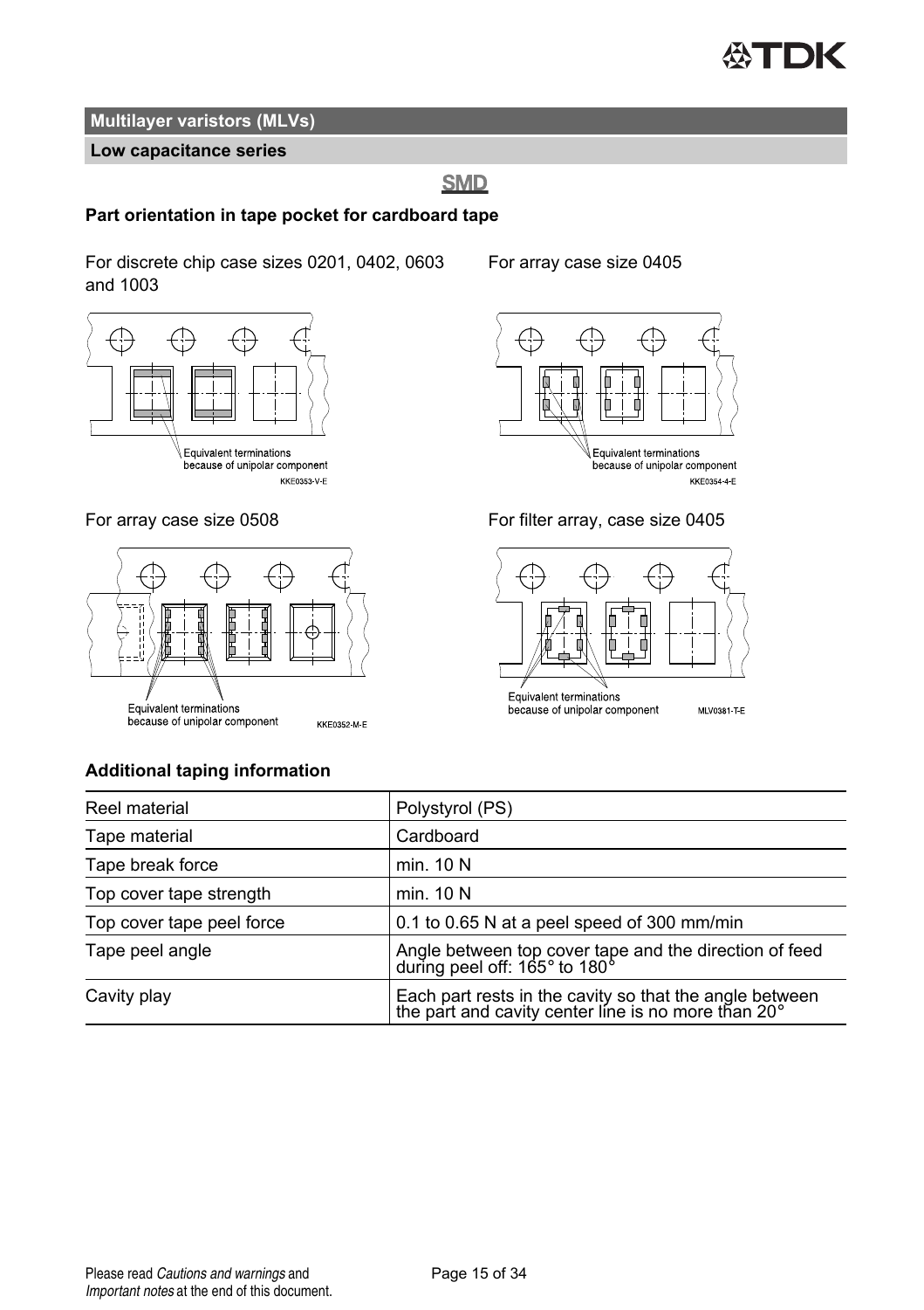## Multilayer varistors (MLVs)

### Low capacitance series

**SMD**

### Part orientation in tape pocket for cardboard tape

For discrete chip case sizes 0201, 0402, 0603 and 1003

Equivalent terminations because of unipolar component

KKE0353-V-E

For array case size 0405

Equivalent terminations because of unipolar component

KKE0354-4-E

For array case size 0508

Equivalent terminations because of unipolar component

KKE0352-M-E

For filter array, case size 0405

Equivalent terminations because of unipolar component

MLV0381-T-E

### Additional taping information

| | |
|---|---|
| Reel material | Polystyrol (PS) |
| Tape material | Cardboard |
| Tape break force | min. 10 N |
| Top cover tape strength | min. 10 N |
| Top cover tape peel force | 0.1 to 0.65 N at a peel speed of 300 mm/min |
| Tape peel angle | Angle between top cover tape and the direction of feed during peel off: 165° to 180° |
| Cavity play | Each part rests in the cavity so that the angle between the part and cavity center line is no more than 20° |

Please read *Cautions and warnings* and *Important notes* at the end of this document.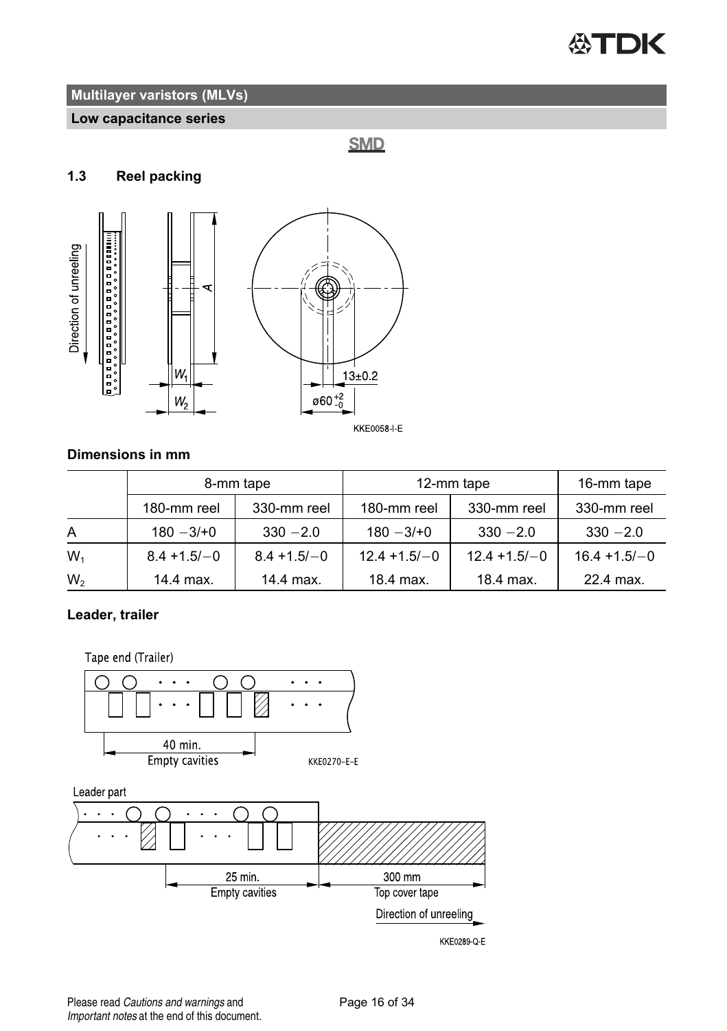## Multilayer varistors (MLVs)

### Low capacitance series

**SMD**

### 1.3 Reel packing

Direction of unreeling

A

$W_1$

$W_2$

13±0.2

ø60 $^{+2}_{-0}$

KKE0058-I-E

**Dimensions in mm**

| | 8-mm tape | | 12-mm tape | | 16-mm tape |
|---|---|---|---|---|---|
| | 180-mm reel | 330-mm reel | 180-mm reel | 330-mm reel | 330-mm reel |
| A | 180 −3/+0 | 330 −2.0 | 180 −3/+0 | 330 −2.0 | 330 −2.0 |
| $W_1$ | 8.4 +1.5/−0 | 8.4 +1.5/−0 | 12.4 +1.5/−0 | 12.4 +1.5/−0 | 16.4 +1.5/−0 |
| $W_2$ | 14.4 max. | 14.4 max. | 18.4 max. | 18.4 max. | 22.4 max. |

**Leader, trailer**

Tape end (Trailer)

40 min.
Empty cavities

KKE0270-E-E

Leader part

25 min.
Empty cavities

300 mm
Top cover tape

Direction of unreeling

KKE0289-Q-E

Please read *Cautions and warnings* and *Important notes* at the end of this document.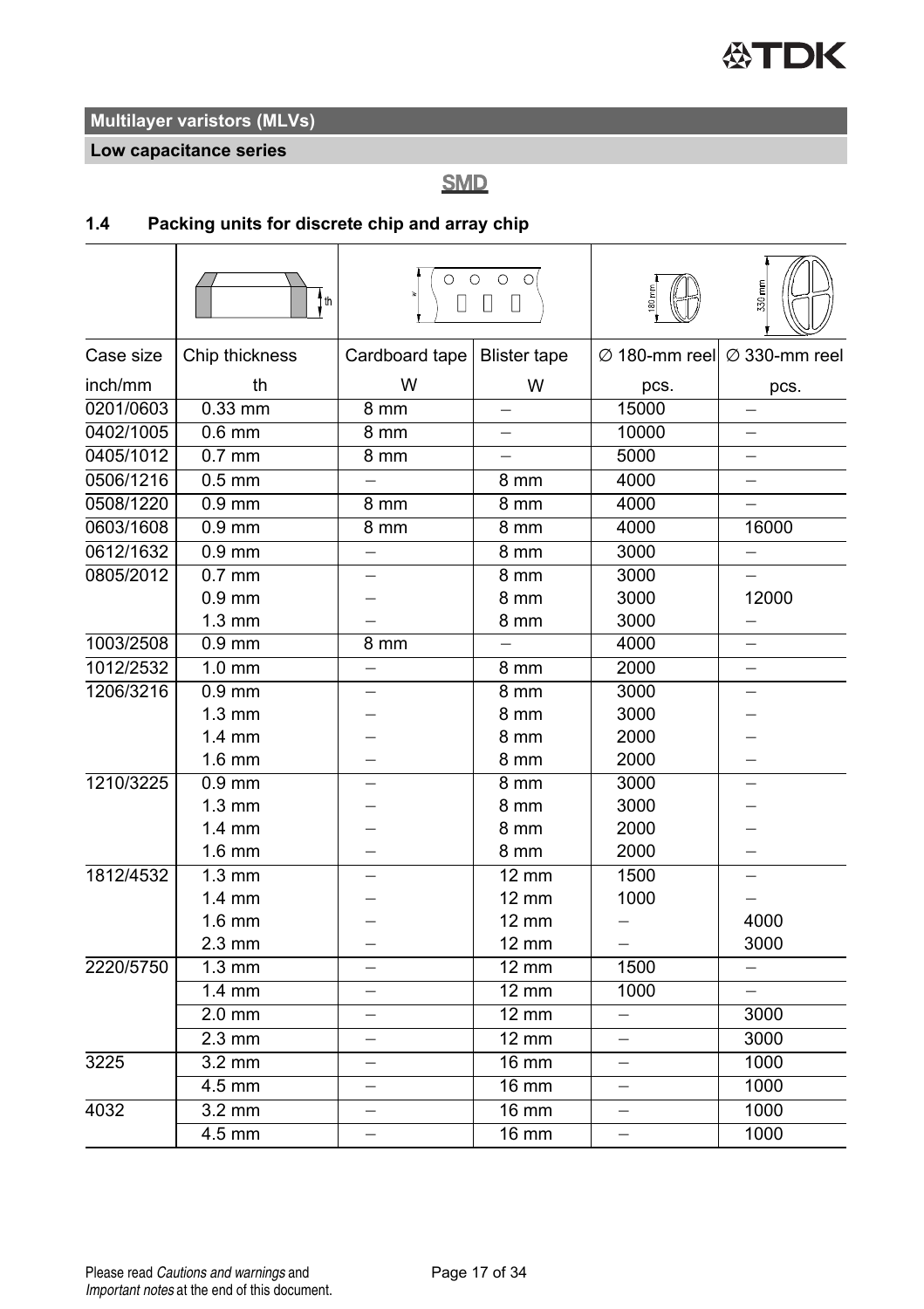**Multilayer varistors (MLVs)**

**Low capacitance series**

**SMD**

### 1.4 Packing units for discrete chip and array chip

| Case size inch/mm | Chip thickness th | Cardboard tape W | Blister tape W | ∅ 180-mm reel pcs. | ∅ 330-mm reel pcs. |
|---|---|---|---|---|---|
| 0201/0603 | 0.33 mm | 8 mm | – | 15000 | – |
| 0402/1005 | 0.6 mm | 8 mm | – | 10000 | – |
| 0405/1012 | 0.7 mm | 8 mm | – | 5000 | – |
| 0506/1216 | 0.5 mm | – | 8 mm | 4000 | – |
| 0508/1220 | 0.9 mm | 8 mm | 8 mm | 4000 | – |
| 0603/1608 | 0.9 mm | 8 mm | 8 mm | 4000 | 16000 |
| 0612/1632 | 0.9 mm | – | 8 mm | 3000 | – |
| 0805/2012 | 0.7 mm | – | 8 mm | 3000 | – |
| | 0.9 mm | – | 8 mm | 3000 | 12000 |
| | 1.3 mm | – | 8 mm | 3000 | – |
| 1003/2508 | 0.9 mm | 8 mm | – | 4000 | – |
| 1012/2532 | 1.0 mm | – | 8 mm | 2000 | – |
| 1206/3216 | 0.9 mm | – | 8 mm | 3000 | – |
| | 1.3 mm | – | 8 mm | 3000 | – |
| | 1.4 mm | – | 8 mm | 2000 | – |
| | 1.6 mm | – | 8 mm | 2000 | – |
| 1210/3225 | 0.9 mm | – | 8 mm | 3000 | – |
| | 1.3 mm | – | 8 mm | 3000 | – |
| | 1.4 mm | – | 8 mm | 2000 | – |
| | 1.6 mm | – | 8 mm | 2000 | – |
| 1812/4532 | 1.3 mm | – | 12 mm | 1500 | – |
| | 1.4 mm | – | 12 mm | 1000 | – |
| | 1.6 mm | – | 12 mm | – | 4000 |
| | 2.3 mm | – | 12 mm | – | 3000 |
| 2220/5750 | 1.3 mm | – | 12 mm | 1500 | – |
| | 1.4 mm | – | 12 mm | 1000 | – |
| | 2.0 mm | – | 12 mm | – | 3000 |
| | 2.3 mm | – | 12 mm | – | 3000 |
| 3225 | 3.2 mm | – | 16 mm | – | 1000 |
| | 4.5 mm | – | 16 mm | – | 1000 |
| 4032 | 3.2 mm | – | 16 mm | – | 1000 |
| | 4.5 mm | – | 16 mm | – | 1000 |

Please read *Cautions and warnings* and *Important notes* at the end of this document.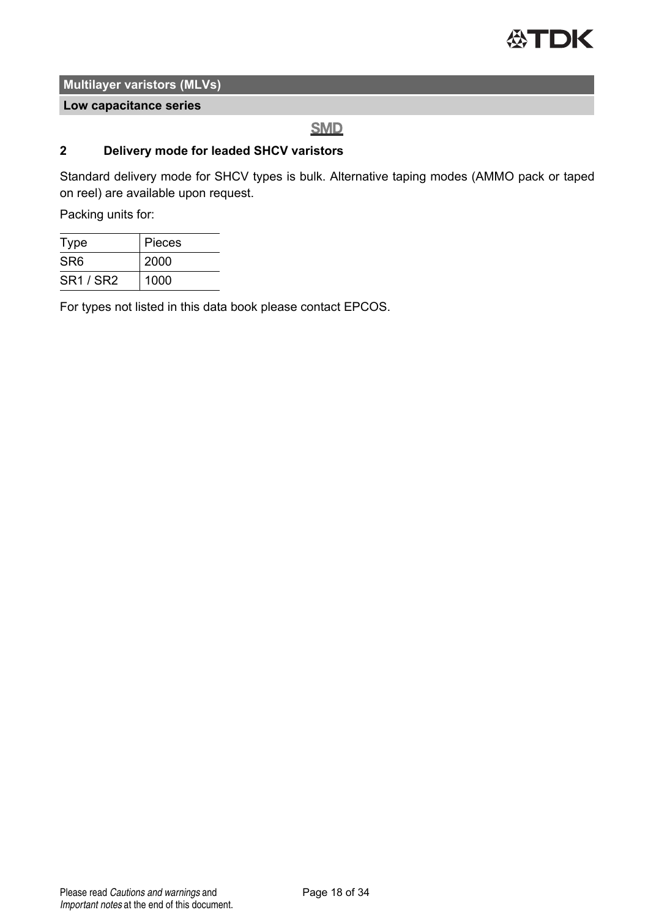## 2 Delivery mode for leaded SHCV varistors

Standard delivery mode for SHCV types is bulk. Alternative taping modes (AMMO pack or taped on reel) are available upon request.

Packing units for:

| Type | Pieces |
|---|---|
| SR6 | 2000 |
| SR1 / SR2 | 1000 |

For types not listed in this data book please contact EPCOS.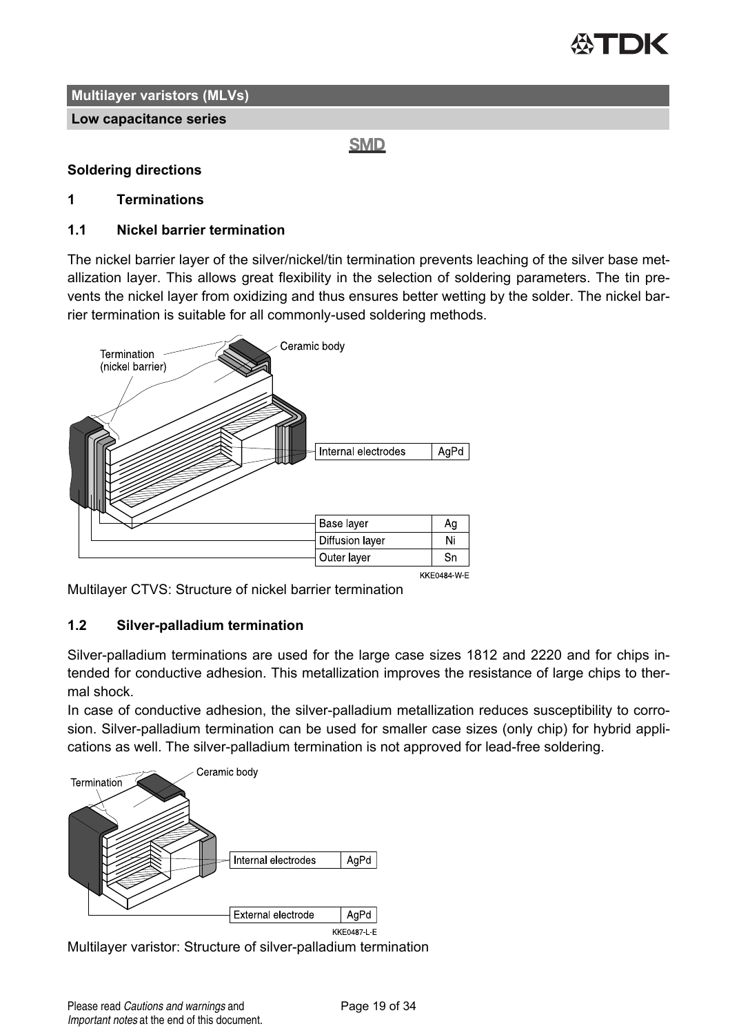**Multilayer varistors (MLVs)**

**Low capacitance series**

**SMD**

**Soldering directions**

## 1 Terminations

### 1.1 Nickel barrier termination

The nickel barrier layer of the silver/nickel/tin termination prevents leaching of the silver base metallization layer. This allows great flexibility in the selection of soldering parameters. The tin prevents the nickel layer from oxidizing and thus ensures better wetting by the solder. The nickel barrier termination is suitable for all commonly-used soldering methods.

| Termination (nickel barrier) | |
| --- | --- |
| Internal electrodes | AgPd |
| Base layer | Ag |
| Diffusion layer | Ni |
| Outer layer | Sn |

KKE0484-W-E

Multilayer CTVS: Structure of nickel barrier termination

### 1.2 Silver-palladium termination

Silver-palladium terminations are used for the large case sizes 1812 and 2220 and for chips intended for conductive adhesion. This metallization improves the resistance of large chips to thermal shock.
In case of conductive adhesion, the silver-palladium metallization reduces susceptibility to corrosion. Silver-palladium termination can be used for smaller case sizes (only chip) for hybrid applications as well. The silver-palladium termination is not approved for lead-free soldering.

| Termination | |
| --- | --- |
| Internal electrodes | AgPd |
| External electrode | AgPd |

KKE0487-L-E

Multilayer varistor: Structure of silver-palladium termination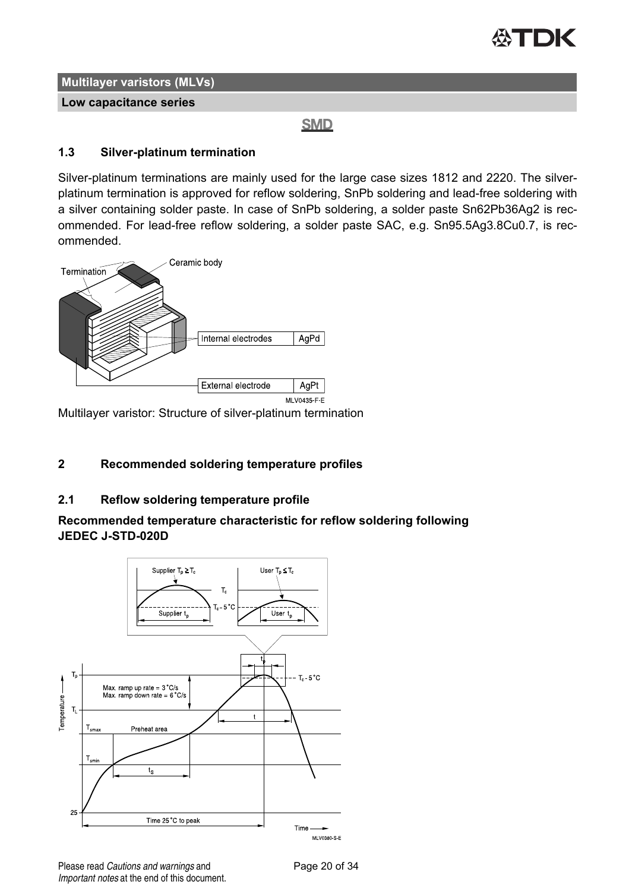## Multilayer varistors (MLVs)

**Low capacitance series**

**SMD**

### 1.3 Silver-platinum termination

Silver-platinum terminations are mainly used for the large case sizes 1812 and 2220. The silver-platinum termination is approved for reflow soldering, SnPb soldering and lead-free soldering with a silver containing solder paste. In case of SnPb soldering, a solder paste Sn62Pb36Ag2 is recommended. For lead-free reflow soldering, a solder paste SAC, e.g. Sn95.5Ag3.8Cu0.7, is recommended.

Multilayer varistor: Structure of silver-platinum termination

## 2 Recommended soldering temperature profiles

### 2.1 Reflow soldering temperature profile

**Recommended temperature characteristic for reflow soldering following JEDEC J-STD-020D**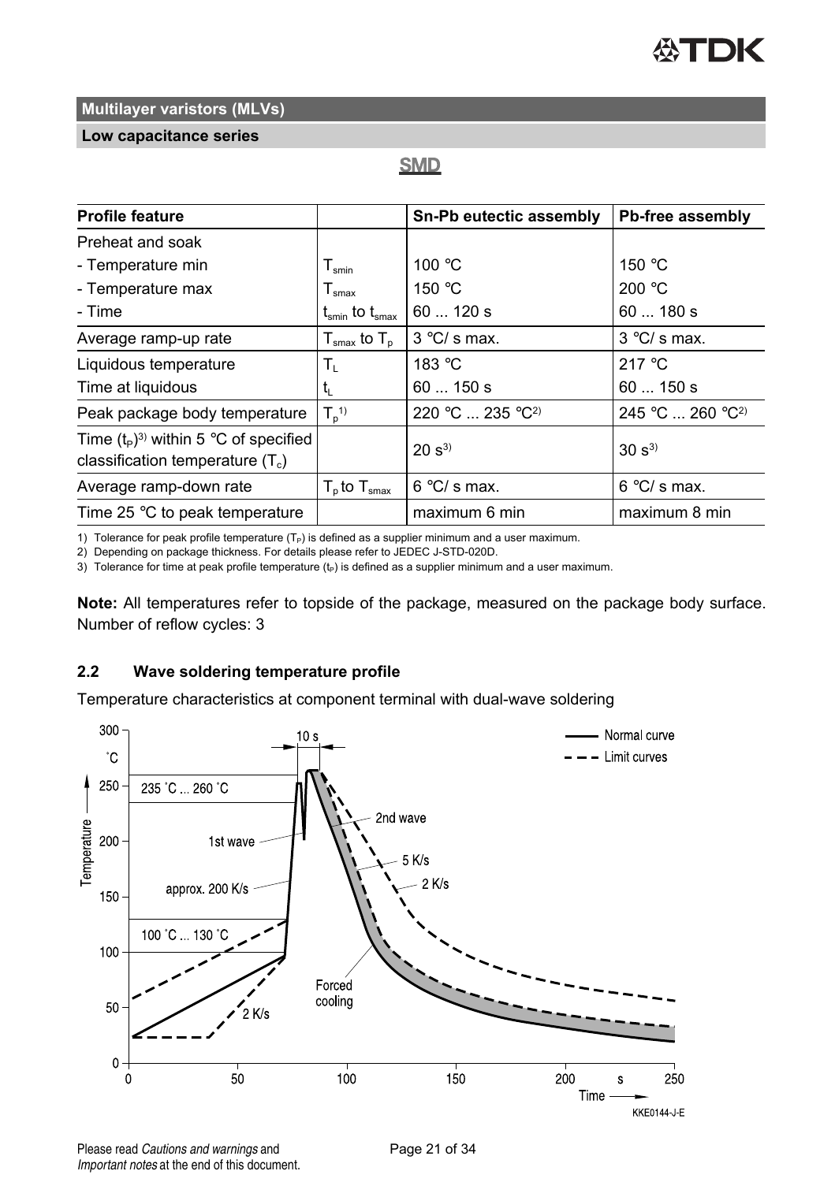**Multilayer varistors (MLVs)**

**Low capacitance series**

**SMD**

| Profile feature | | Sn-Pb eutectic assembly | Pb-free assembly |
|---|---|---|---|
| Preheat and soak | | | |
| - Temperature min | $T_{smin}$ | 100 °C | 150 °C |
| - Temperature max | $T_{smax}$ | 150 °C | 200 °C |
| - Time | $t_{smin}$ to $t_{smax}$ | 60 ... 120 s | 60 ... 180 s |
| Average ramp-up rate | $T_{smax}$ to $T_p$ | 3 °C/ s max. | 3 °C/ s max. |
| Liquidous temperature | $T_L$ | 183 °C | 217 °C |
| Time at liquidous | $t_L$ | 60 ... 150 s | 60 ... 150 s |
| Peak package body temperature | $T_p$[1] | 220 °C ... 235 °C[2] | 245 °C ... 260 °C[2] |
| Time ($t_P$)[3] within 5 °C of specified classification temperature ($T_c$) | | 20 s[3] | 30 s[3] |
| Average ramp-down rate | $T_p$ to $T_{smax}$ | 6 °C/ s max. | 6 °C/ s max. |
| Time 25 °C to peak temperature | | maximum 6 min | maximum 8 min |

1) Tolerance for peak profile temperature ($T_P$) is defined as a supplier minimum and a user maximum.

2) Depending on package thickness. For details please refer to JEDEC J-STD-020D.

3) Tolerance for time at peak profile temperature ($t_P$) is defined as a supplier minimum and a user maximum.

**Note:** All temperatures refer to topside of the package, measured on the package body surface. Number of reflow cycles: 3

## 2.2 Wave soldering temperature profile

Temperature characteristics at component terminal with dual-wave soldering

KKE0144-J-E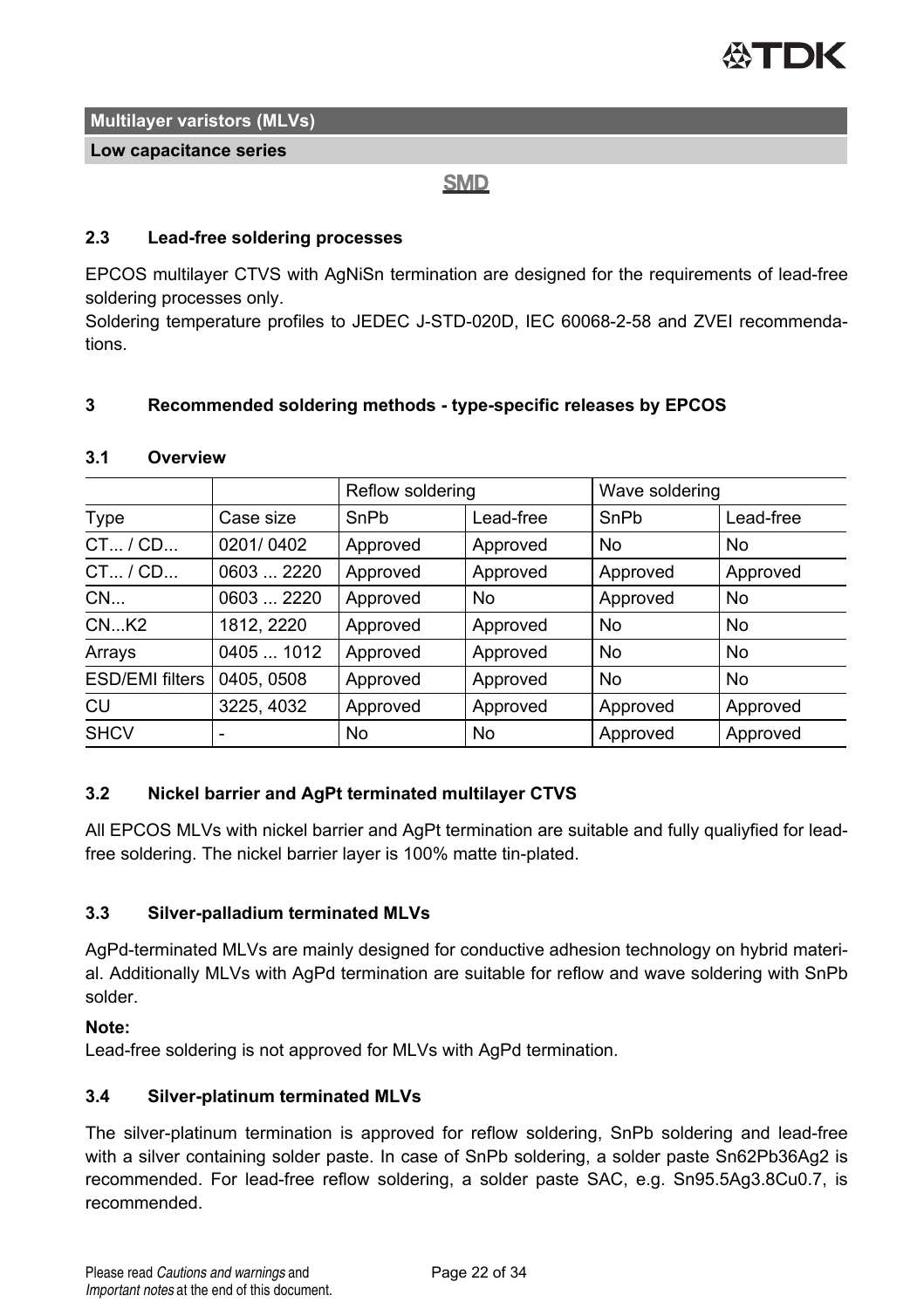**Multilayer varistors (MLVs)**

**Low capacitance series**

**SMD**

### 2.3 Lead-free soldering processes

EPCOS multilayer CTVS with AgNiSn termination are designed for the requirements of lead-free soldering processes only.
Soldering temperature profiles to JEDEC J-STD-020D, IEC 60068-2-58 and ZVEI recommendations.

## 3 Recommended soldering methods - type-specific releases by EPCOS

### 3.1 Overview

| | | Reflow soldering | | Wave soldering | |
|---|---|---|---|---|---|
| Type | Case size | SnPb | Lead-free | SnPb | Lead-free |
| CT... / CD... | 0201/ 0402 | Approved | Approved | No | No |
| CT... / CD... | 0603 ... 2220 | Approved | Approved | Approved | Approved |
| CN... | 0603 ... 2220 | Approved | No | Approved | No |
| CN...K2 | 1812, 2220 | Approved | Approved | No | No |
| Arrays | 0405 ... 1012 | Approved | Approved | No | No |
| ESD/EMI filters | 0405, 0508 | Approved | Approved | No | No |
| CU | 3225, 4032 | Approved | Approved | Approved | Approved |
| SHCV | - | No | No | Approved | Approved |

### 3.2 Nickel barrier and AgPt terminated multilayer CTVS

All EPCOS MLVs with nickel barrier and AgPt termination are suitable and fully qualiyfied for lead-free soldering. The nickel barrier layer is 100% matte tin-plated.

### 3.3 Silver-palladium terminated MLVs

AgPd-terminated MLVs are mainly designed for conductive adhesion technology on hybrid material. Additionally MLVs with AgPd termination are suitable for reflow and wave soldering with SnPb solder.

**Note:**
Lead-free soldering is not approved for MLVs with AgPd termination.

### 3.4 Silver-platinum terminated MLVs

The silver-platinum termination is approved for reflow soldering, SnPb soldering and lead-free with a silver containing solder paste. In case of SnPb soldering, a solder paste Sn62Pb36Ag2 is recommended. For lead-free reflow soldering, a solder paste SAC, e.g. Sn95.5Ag3.8Cu0.7, is recommended.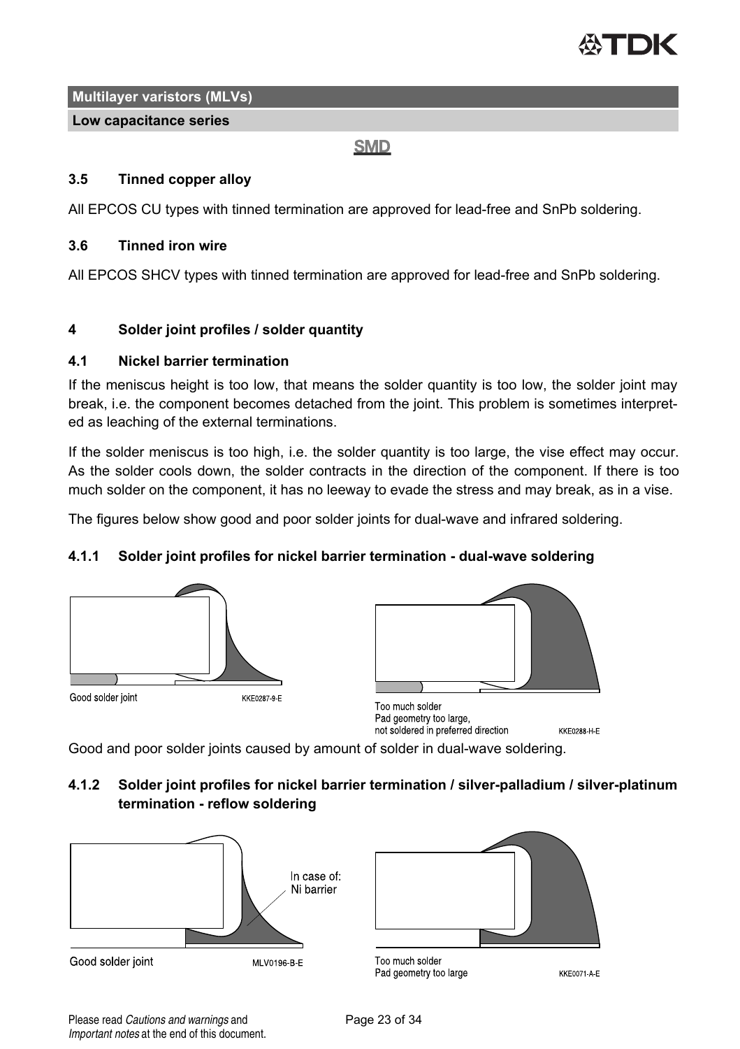## 3.5 Tinned copper alloy

All EPCOS CU types with tinned termination are approved for lead-free and SnPb soldering.

## 3.6 Tinned iron wire

All EPCOS SHCV types with tinned termination are approved for lead-free and SnPb soldering.

# 4 Solder joint profiles / solder quantity

## 4.1 Nickel barrier termination

If the meniscus height is too low, that means the solder quantity is too low, the solder joint may break, i.e. the component becomes detached from the joint. This problem is sometimes interpreted as leaching of the external terminations.

If the solder meniscus is too high, i.e. the solder quantity is too large, the vise effect may occur. As the solder cools down, the solder contracts in the direction of the component. If there is too much solder on the component, it has no leeway to evade the stress and may break, as in a vise.

The figures below show good and poor solder joints for dual-wave and infrared soldering.

### 4.1.1 Solder joint profiles for nickel barrier termination - dual-wave soldering

Good solder joint KKE0287-9-E

Too much solder
Pad geometry too large,
not soldered in preferred direction KKE0288-H-E

Good and poor solder joints caused by amount of solder in dual-wave soldering.

### 4.1.2 Solder joint profiles for nickel barrier termination / silver-palladium / silver-platinum termination - reflow soldering

In case of:
Ni barrier

Good solder joint MLV0196-B-E

Too much solder
Pad geometry too large KKE0071-A-E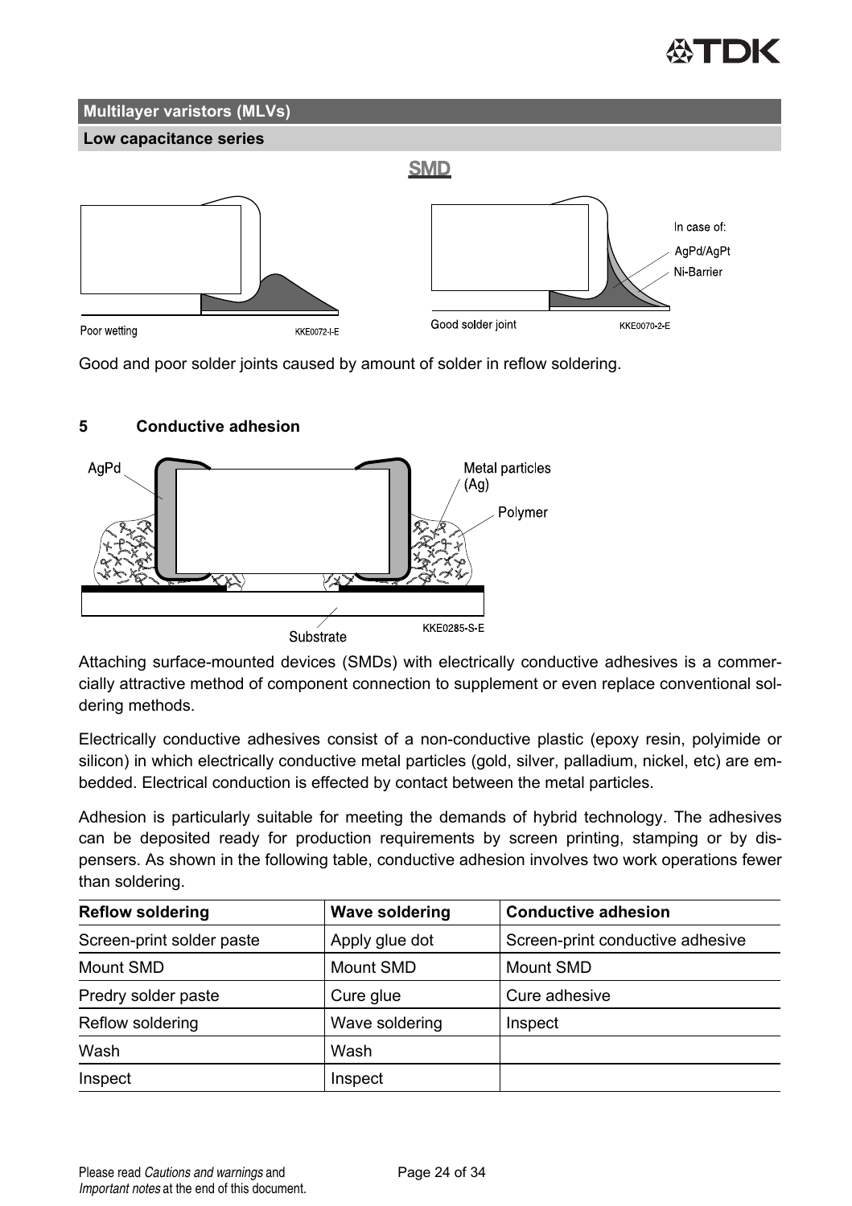## Multilayer varistors (MLVs)

### Low capacitance series

**SMD**

Poor wetting KKE0072-I-E

Good solder joint KKE0070-2-E

In case of: AgPd/AgPt Ni-Barrier

Good and poor solder joints caused by amount of solder in reflow soldering.

## 5 Conductive adhesion

AgPd | Metal particles (Ag) | Polymer | Substrate | KKE0285-S-E

Attaching surface-mounted devices (SMDs) with electrically conductive adhesives is a commercially attractive method of component connection to supplement or even replace conventional soldering methods.

Electrically conductive adhesives consist of a non-conductive plastic (epoxy resin, polyimide or silicon) in which electrically conductive metal particles (gold, silver, palladium, nickel, etc) are embedded. Electrical conduction is effected by contact between the metal particles.

Adhesion is particularly suitable for meeting the demands of hybrid technology. The adhesives can be deposited ready for production requirements by screen printing, stamping or by dispensers. As shown in the following table, conductive adhesion involves two work operations fewer than soldering.

| Reflow soldering | Wave soldering | Conductive adhesion |
|---|---|---|
| Screen-print solder paste | Apply glue dot | Screen-print conductive adhesive |
| Mount SMD | Mount SMD | Mount SMD |
| Predry solder paste | Cure glue | Cure adhesive |
| Reflow soldering | Wave soldering | Inspect |
| Wash | Wash | |
| Inspect | Inspect | |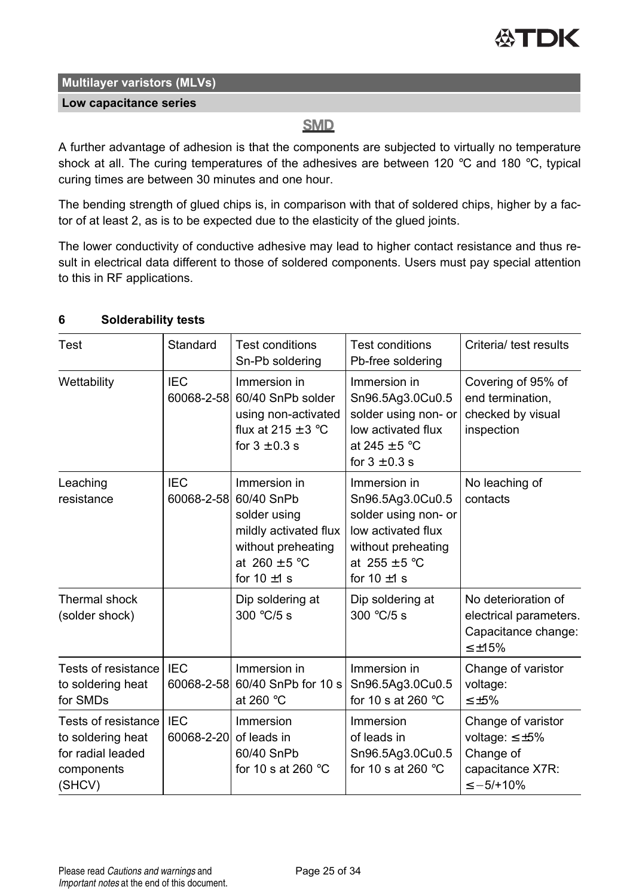A further advantage of adhesion is that the components are subjected to virtually no temperature shock at all. The curing temperatures of the adhesives are between 120 °C and 180 °C, typical curing times are between 30 minutes and one hour.

The bending strength of glued chips is, in comparison with that of soldered chips, higher by a factor of at least 2, as is to be expected due to the elasticity of the glued joints.

The lower conductivity of conductive adhesive may lead to higher contact resistance and thus result in electrical data different to those of soldered components. Users must pay special attention to this in RF applications.

## 6 Solderability tests

| Test | Standard | Test conditions Sn-Pb soldering | Test conditions Pb-free soldering | Criteria/ test results |
|---|---|---|---|---|
| Wettability | IEC 60068-2-58 | Immersion in 60/40 SnPb solder using non-activated flux at 215 ±3 °C for 3 ±0.3 s | Immersion in Sn96.5Ag3.0Cu0.5 solder using non- or low activated flux at 245 ±5 °C for 3 ±0.3 s | Covering of 95% of end termination, checked by visual inspection |
| Leaching resistance | IEC 60068-2-58 | Immersion in 60/40 SnPb solder using mildly activated flux without preheating at 260 ±5 °C for 10 ±1 s | Immersion in Sn96.5Ag3.0Cu0.5 solder using non- or low activated flux without preheating at 255 ±5 °C for 10 ±1 s | No leaching of contacts |
| Thermal shock (solder shock) | | Dip soldering at 300 °C/5 s | Dip soldering at 300 °C/5 s | No deterioration of electrical parameters. Capacitance change: ≤±15% |
| Tests of resistance to soldering heat for SMDs | IEC 60068-2-58 | Immersion in 60/40 SnPb for 10 s at 260 °C | Immersion in Sn96.5Ag3.0Cu0.5 for 10 s at 260 °C | Change of varistor voltage: ≤±5% |
| Tests of resistance to soldering heat for radial leaded components (SHCV) | IEC 60068-2-20 | Immersion of leads in 60/40 SnPb for 10 s at 260 °C | Immersion of leads in Sn96.5Ag3.0Cu0.5 for 10 s at 260 °C | Change of varistor voltage: ≤±5% Change of capacitance X7R: ≤−5/+10% |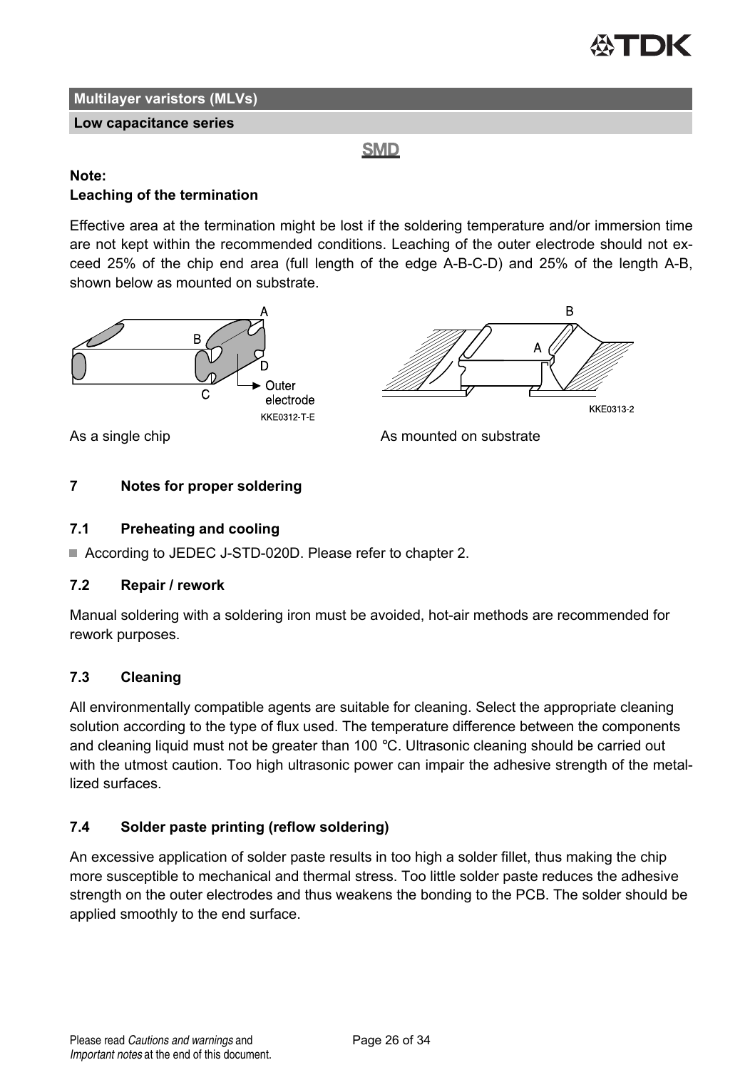**Multilayer varistors (MLVs)**

**Low capacitance series**

SMD

**Note:**
**Leaching of the termination**

Effective area at the termination might be lost if the soldering temperature and/or immersion time are not kept within the recommended conditions. Leaching of the outer electrode should not exceed 25% of the chip end area (full length of the edge A-B-C-D) and 25% of the length A-B, shown below as mounted on substrate.

As a single chip

As mounted on substrate

## 7 Notes for proper soldering

### 7.1 Preheating and cooling

- According to JEDEC J-STD-020D. Please refer to chapter 2.

### 7.2 Repair / rework

Manual soldering with a soldering iron must be avoided, hot-air methods are recommended for rework purposes.

### 7.3 Cleaning

All environmentally compatible agents are suitable for cleaning. Select the appropriate cleaning solution according to the type of flux used. The temperature difference between the components and cleaning liquid must not be greater than 100 °C. Ultrasonic cleaning should be carried out with the utmost caution. Too high ultrasonic power can impair the adhesive strength of the metallized surfaces.

### 7.4 Solder paste printing (reflow soldering)

An excessive application of solder paste results in too high a solder fillet, thus making the chip more susceptible to mechanical and thermal stress. Too little solder paste reduces the adhesive strength on the outer electrodes and thus weakens the bonding to the PCB. The solder should be applied smoothly to the end surface.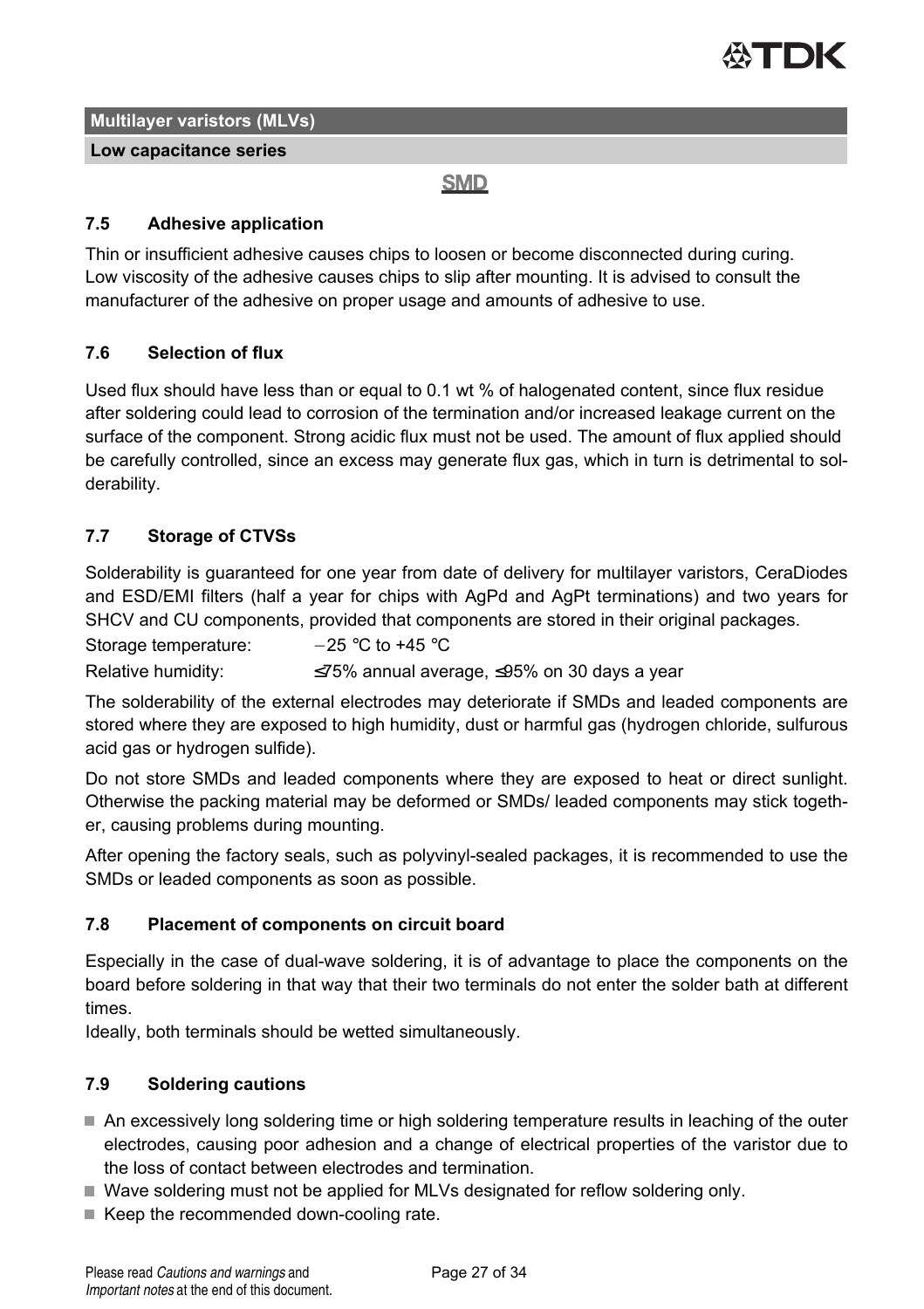**Multilayer varistors (MLVs)**

**Low capacitance series**

**SMD**

### 7.5 Adhesive application

Thin or insufficient adhesive causes chips to loosen or become disconnected during curing. Low viscosity of the adhesive causes chips to slip after mounting. It is advised to consult the manufacturer of the adhesive on proper usage and amounts of adhesive to use.

### 7.6 Selection of flux

Used flux should have less than or equal to 0.1 wt % of halogenated content, since flux residue after soldering could lead to corrosion of the termination and/or increased leakage current on the surface of the component. Strong acidic flux must not be used. The amount of flux applied should be carefully controlled, since an excess may generate flux gas, which in turn is detrimental to solderability.

### 7.7 Storage of CTVSs

Solderability is guaranteed for one year from date of delivery for multilayer varistors, CeraDiodes and ESD/EMI filters (half a year for chips with AgPd and AgPt terminations) and two years for SHCV and CU components, provided that components are stored in their original packages.

Storage temperature: −25 °C to +45 °C

Relative humidity: ≤75% annual average, ≤95% on 30 days a year

The solderability of the external electrodes may deteriorate if SMDs and leaded components are stored where they are exposed to high humidity, dust or harmful gas (hydrogen chloride, sulfurous acid gas or hydrogen sulfide).

Do not store SMDs and leaded components where they are exposed to heat or direct sunlight. Otherwise the packing material may be deformed or SMDs/ leaded components may stick together, causing problems during mounting.

After opening the factory seals, such as polyvinyl-sealed packages, it is recommended to use the SMDs or leaded components as soon as possible.

### 7.8 Placement of components on circuit board

Especially in the case of dual-wave soldering, it is of advantage to place the components on the board before soldering in that way that their two terminals do not enter the solder bath at different times.

Ideally, both terminals should be wetted simultaneously.

### 7.9 Soldering cautions

- An excessively long soldering time or high soldering temperature results in leaching of the outer electrodes, causing poor adhesion and a change of electrical properties of the varistor due to the loss of contact between electrodes and termination.
- Wave soldering must not be applied for MLVs designated for reflow soldering only.
- Keep the recommended down-cooling rate.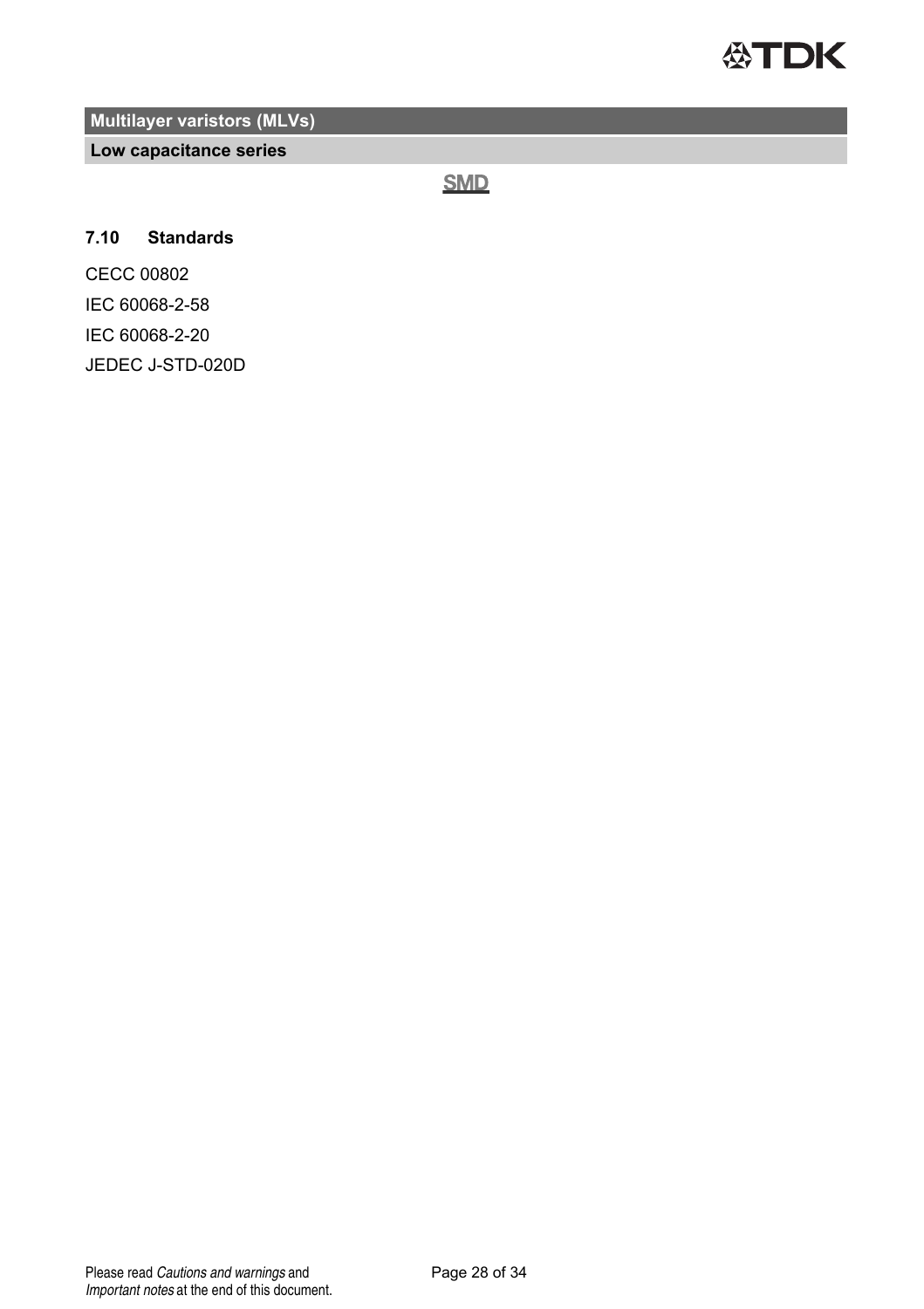### 7.10 Standards

CECC 00802

IEC 60068-2-58

IEC 60068-2-20

JEDEC J-STD-020D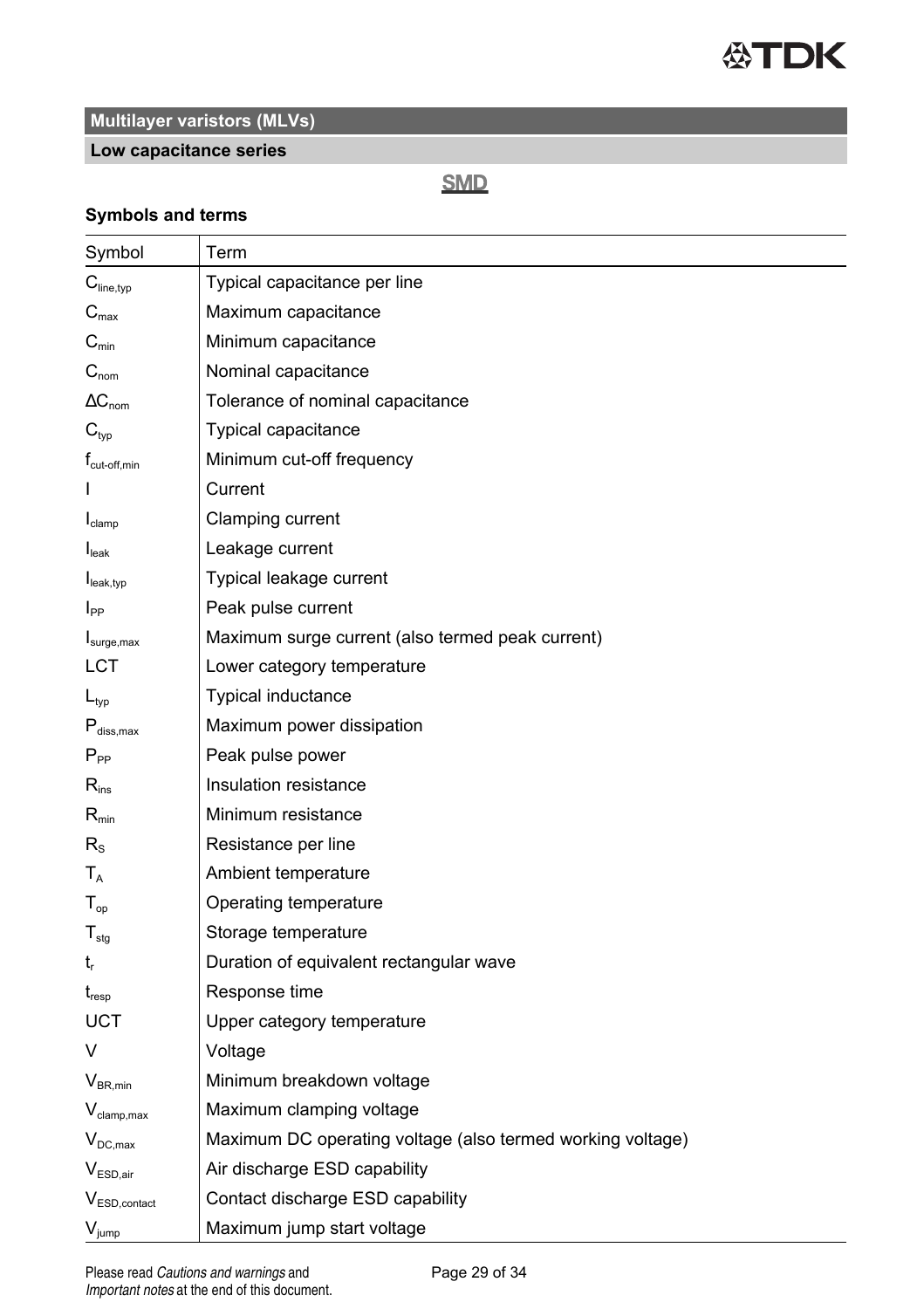## Multilayer varistors (MLVs)

### Low capacitance series

**SMD**

### Symbols and terms

| Symbol | Term |
|---|---|
| $C_{line,typ}$ | Typical capacitance per line |
| $C_{max}$ | Maximum capacitance |
| $C_{min}$ | Minimum capacitance |
| $C_{nom}$ | Nominal capacitance |
| $\Delta C_{nom}$ | Tolerance of nominal capacitance |
| $C_{typ}$ | Typical capacitance |
| $f_{cut\text{-}off,min}$ | Minimum cut-off frequency |
| $I$ | Current |
| $I_{clamp}$ | Clamping current |
| $I_{leak}$ | Leakage current |
| $I_{leak,typ}$ | Typical leakage current |
| $I_{PP}$ | Peak pulse current |
| $I_{surge,max}$ | Maximum surge current (also termed peak current) |
| LCT | Lower category temperature |
| $L_{typ}$ | Typical inductance |
| $P_{diss,max}$ | Maximum power dissipation |
| $P_{PP}$ | Peak pulse power |
| $R_{ins}$ | Insulation resistance |
| $R_{min}$ | Minimum resistance |
| $R_S$ | Resistance per line |
| $T_A$ | Ambient temperature |
| $T_{op}$ | Operating temperature |
| $T_{stg}$ | Storage temperature |
| $t_r$ | Duration of equivalent rectangular wave |
| $t_{resp}$ | Response time |
| UCT | Upper category temperature |
| $V$ | Voltage |
| $V_{BR,min}$ | Minimum breakdown voltage |
| $V_{clamp,max}$ | Maximum clamping voltage |
| $V_{DC,max}$ | Maximum DC operating voltage (also termed working voltage) |
| $V_{ESD,air}$ | Air discharge ESD capability |
| $V_{ESD,contact}$ | Contact discharge ESD capability |
| $V_{jump}$ | Maximum jump start voltage |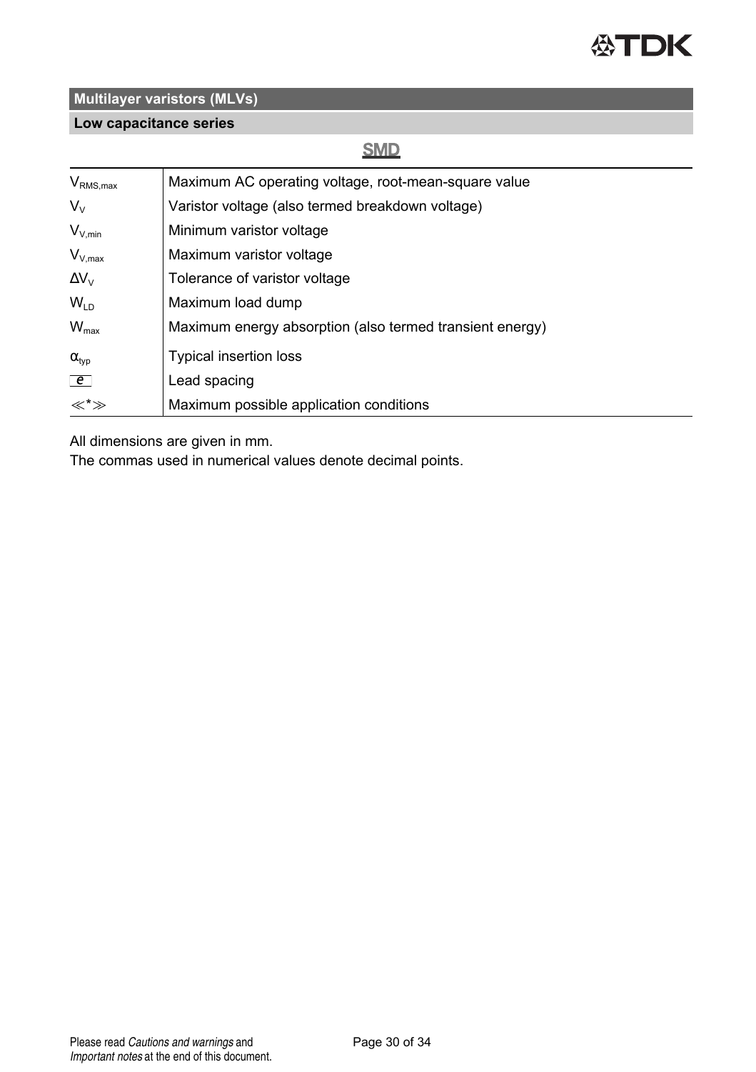## Multilayer varistors (MLVs)

### Low capacitance series

**SMD**

| | |
|---|---|
| $V_{RMS,max}$ | Maximum AC operating voltage, root-mean-square value |
| $V_V$ | Varistor voltage (also termed breakdown voltage) |
| $V_{V,min}$ | Minimum varistor voltage |
| $V_{V,max}$ | Maximum varistor voltage |
| $\Delta V_V$ | Tolerance of varistor voltage |
| $W_{LD}$ | Maximum load dump |
| $W_{max}$ | Maximum energy absorption (also termed transient energy) |
| $\alpha_{typ}$ | Typical insertion loss |
| e | Lead spacing |
| ≪*≫ | Maximum possible application conditions |

All dimensions are given in mm.
The commas used in numerical values denote decimal points.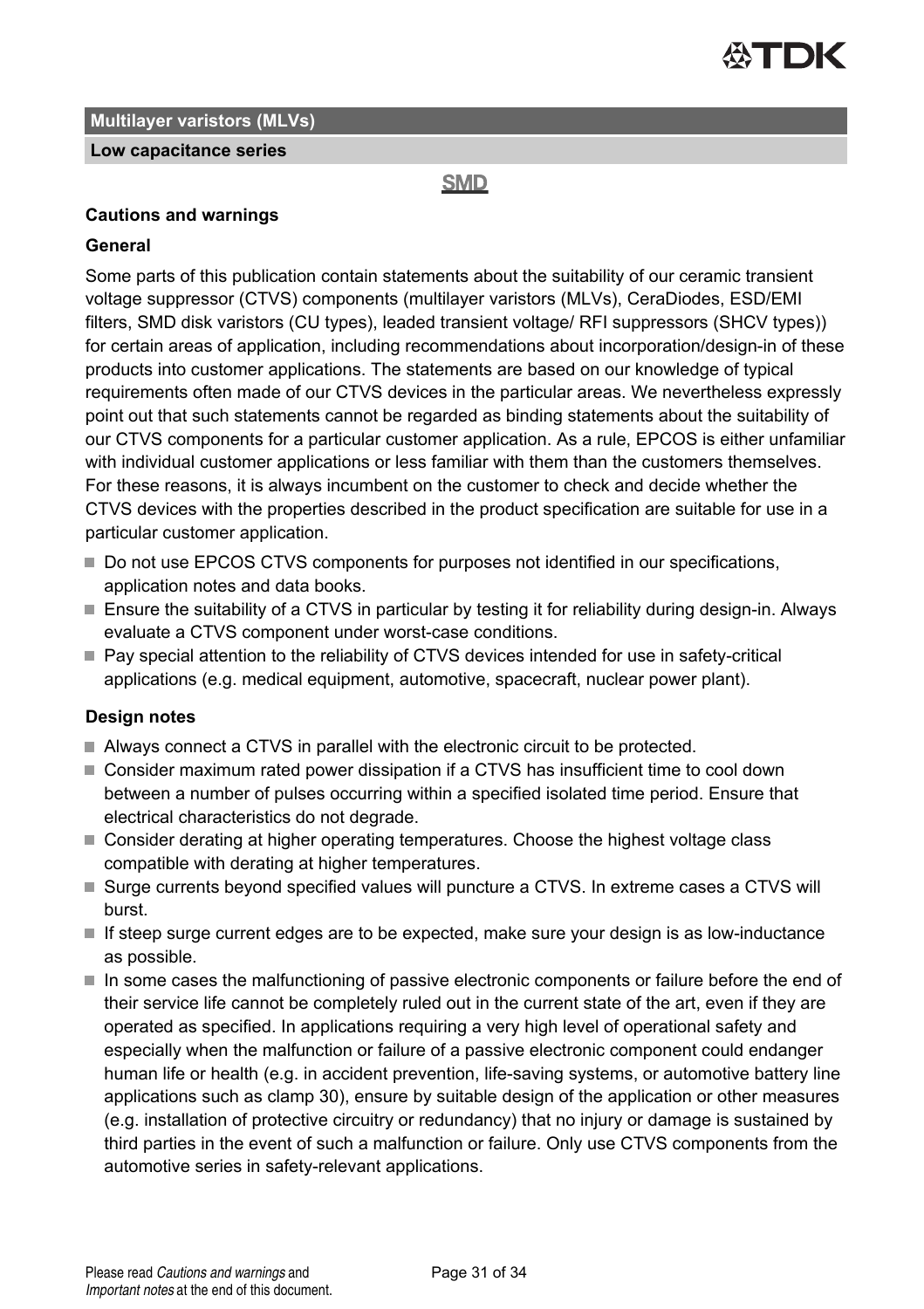**Multilayer varistors (MLVs)**

**Low capacitance series**

**SMD**

### Cautions and warnings

#### General

Some parts of this publication contain statements about the suitability of our ceramic transient voltage suppressor (CTVS) components (multilayer varistors (MLVs), CeraDiodes, ESD/EMI filters, SMD disk varistors (CU types), leaded transient voltage/ RFI suppressors (SHCV types)) for certain areas of application, including recommendations about incorporation/design-in of these products into customer applications. The statements are based on our knowledge of typical requirements often made of our CTVS devices in the particular areas. We nevertheless expressly point out that such statements cannot be regarded as binding statements about the suitability of our CTVS components for a particular customer application. As a rule, EPCOS is either unfamiliar with individual customer applications or less familiar with them than the customers themselves. For these reasons, it is always incumbent on the customer to check and decide whether the CTVS devices with the properties described in the product specification are suitable for use in a particular customer application.

- Do not use EPCOS CTVS components for purposes not identified in our specifications, application notes and data books.
- Ensure the suitability of a CTVS in particular by testing it for reliability during design-in. Always evaluate a CTVS component under worst-case conditions.
- Pay special attention to the reliability of CTVS devices intended for use in safety-critical applications (e.g. medical equipment, automotive, spacecraft, nuclear power plant).

#### Design notes

- Always connect a CTVS in parallel with the electronic circuit to be protected.
- Consider maximum rated power dissipation if a CTVS has insufficient time to cool down between a number of pulses occurring within a specified isolated time period. Ensure that electrical characteristics do not degrade.
- Consider derating at higher operating temperatures. Choose the highest voltage class compatible with derating at higher temperatures.
- Surge currents beyond specified values will puncture a CTVS. In extreme cases a CTVS will burst.
- If steep surge current edges are to be expected, make sure your design is as low-inductance as possible.
- In some cases the malfunctioning of passive electronic components or failure before the end of their service life cannot be completely ruled out in the current state of the art, even if they are operated as specified. In applications requiring a very high level of operational safety and especially when the malfunction or failure of a passive electronic component could endanger human life or health (e.g. in accident prevention, life-saving systems, or automotive battery line applications such as clamp 30), ensure by suitable design of the application or other measures (e.g. installation of protective circuitry or redundancy) that no injury or damage is sustained by third parties in the event of such a malfunction or failure. Only use CTVS components from the automotive series in safety-relevant applications.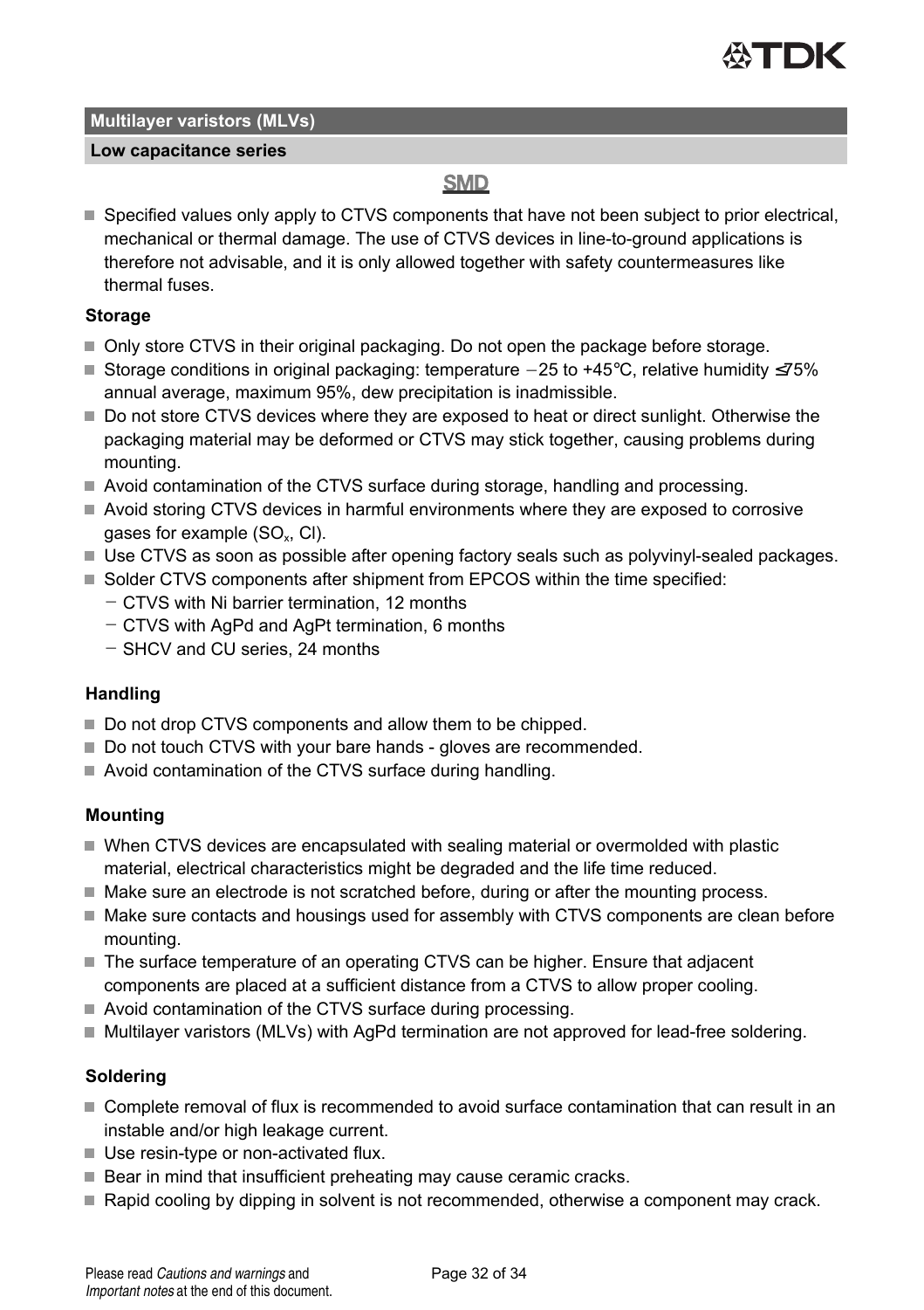## Multilayer varistors (MLVs)

### Low capacitance series

**SMD**

- Specified values only apply to CTVS components that have not been subject to prior electrical, mechanical or thermal damage. The use of CTVS devices in line-to-ground applications is therefore not advisable, and it is only allowed together with safety countermeasures like thermal fuses.

#### Storage

- Only store CTVS in their original packaging. Do not open the package before storage.
- Storage conditions in original packaging: temperature −25 to +45°C, relative humidity ≤75% annual average, maximum 95%, dew precipitation is inadmissible.
- Do not store CTVS devices where they are exposed to heat or direct sunlight. Otherwise the packaging material may be deformed or CTVS may stick together, causing problems during mounting.
- Avoid contamination of the CTVS surface during storage, handling and processing.
- Avoid storing CTVS devices in harmful environments where they are exposed to corrosive gases for example ($SO_x$, Cl).
- Use CTVS as soon as possible after opening factory seals such as polyvinyl-sealed packages.
- Solder CTVS components after shipment from EPCOS within the time specified:
  - CTVS with Ni barrier termination, 12 months
  - CTVS with AgPd and AgPt termination, 6 months
  - SHCV and CU series, 24 months

#### Handling

- Do not drop CTVS components and allow them to be chipped.
- Do not touch CTVS with your bare hands - gloves are recommended.
- Avoid contamination of the CTVS surface during handling.

#### Mounting

- When CTVS devices are encapsulated with sealing material or overmolded with plastic material, electrical characteristics might be degraded and the life time reduced.
- Make sure an electrode is not scratched before, during or after the mounting process.
- Make sure contacts and housings used for assembly with CTVS components are clean before mounting.
- The surface temperature of an operating CTVS can be higher. Ensure that adjacent components are placed at a sufficient distance from a CTVS to allow proper cooling.
- Avoid contamination of the CTVS surface during processing.
- Multilayer varistors (MLVs) with AgPd termination are not approved for lead-free soldering.

#### Soldering

- Complete removal of flux is recommended to avoid surface contamination that can result in an instable and/or high leakage current.
- Use resin-type or non-activated flux.
- Bear in mind that insufficient preheating may cause ceramic cracks.
- Rapid cooling by dipping in solvent is not recommended, otherwise a component may crack.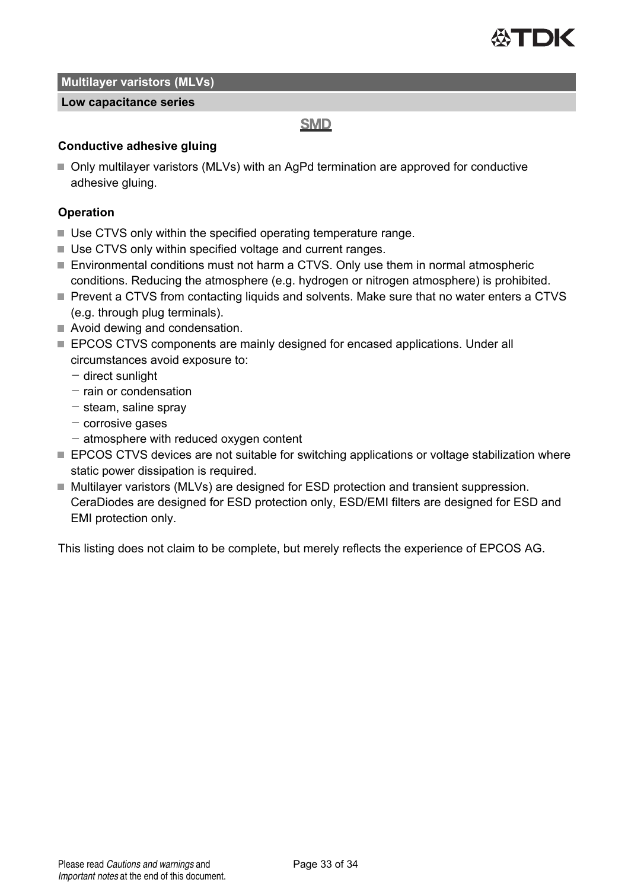## Multilayer varistors (MLVs)

### Low capacitance series

**SMD**

**Conductive adhesive gluing**

- Only multilayer varistors (MLVs) with an AgPd termination are approved for conductive adhesive gluing.

**Operation**

- Use CTVS only within the specified operating temperature range.
- Use CTVS only within specified voltage and current ranges.
- Environmental conditions must not harm a CTVS. Only use them in normal atmospheric conditions. Reducing the atmosphere (e.g. hydrogen or nitrogen atmosphere) is prohibited.
- Prevent a CTVS from contacting liquids and solvents. Make sure that no water enters a CTVS (e.g. through plug terminals).
- Avoid dewing and condensation.
- EPCOS CTVS components are mainly designed for encased applications. Under all circumstances avoid exposure to:
  - direct sunlight
  - rain or condensation
  - steam, saline spray
  - corrosive gases
  - atmosphere with reduced oxygen content
- EPCOS CTVS devices are not suitable for switching applications or voltage stabilization where static power dissipation is required.
- Multilayer varistors (MLVs) are designed for ESD protection and transient suppression. CeraDiodes are designed for ESD protection only, ESD/EMI filters are designed for ESD and EMI protection only.

This listing does not claim to be complete, but merely reflects the experience of EPCOS AG.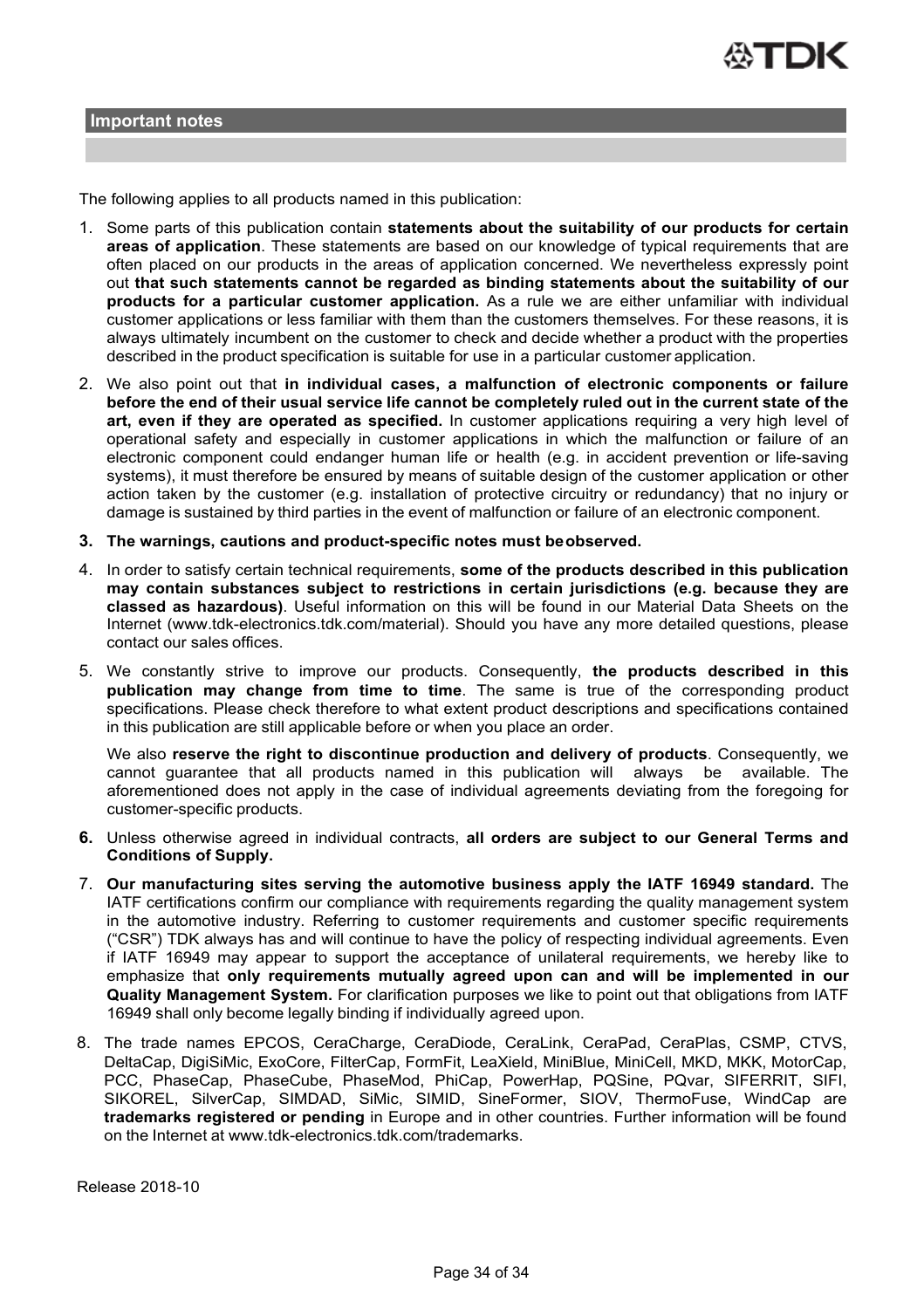## Important notes

The following applies to all products named in this publication:

1. Some parts of this publication contain **statements about the suitability of our products for certain areas of application**. These statements are based on our knowledge of typical requirements that are often placed on our products in the areas of application concerned. We nevertheless expressly point out **that such statements cannot be regarded as binding statements about the suitability of our products for a particular customer application.** As a rule we are either unfamiliar with individual customer applications or less familiar with them than the customers themselves. For these reasons, it is always ultimately incumbent on the customer to check and decide whether a product with the properties described in the product specification is suitable for use in a particular customer application.
2. We also point out that **in individual cases, a malfunction of electronic components or failure before the end of their usual service life cannot be completely ruled out in the current state of the art, even if they are operated as specified.** In customer applications requiring a very high level of operational safety and especially in customer applications in which the malfunction or failure of an electronic component could endanger human life or health (e.g. in accident prevention or life-saving systems), it must therefore be ensured by means of suitable design of the customer application or other action taken by the customer (e.g. installation of protective circuitry or redundancy) that no injury or damage is sustained by third parties in the event of malfunction or failure of an electronic component.
3. **The warnings, cautions and product-specific notes must be observed.**
4. In order to satisfy certain technical requirements, **some of the products described in this publication may contain substances subject to restrictions in certain jurisdictions (e.g. because they are classed as hazardous)**. Useful information on this will be found in our Material Data Sheets on the Internet (www.tdk-electronics.tdk.com/material). Should you have any more detailed questions, please contact our sales offices.
5. We constantly strive to improve our products. Consequently, **the products described in this publication may change from time to time**. The same is true of the corresponding product specifications. Please check therefore to what extent product descriptions and specifications contained in this publication are still applicable before or when you place an order.

   We also **reserve the right to discontinue production and delivery of products**. Consequently, we cannot guarantee that all products named in this publication will always be available. The aforementioned does not apply in the case of individual agreements deviating from the foregoing for customer-specific products.
6. Unless otherwise agreed in individual contracts, **all orders are subject to our General Terms and Conditions of Supply.**
7. **Our manufacturing sites serving the automotive business apply the IATF 16949 standard.** The IATF certifications confirm our compliance with requirements regarding the quality management system in the automotive industry. Referring to customer requirements and customer specific requirements ("CSR") TDK always has and will continue to have the policy of respecting individual agreements. Even if IATF 16949 may appear to support the acceptance of unilateral requirements, we hereby like to emphasize that **only requirements mutually agreed upon can and will be implemented in our Quality Management System.** For clarification purposes we like to point out that obligations from IATF 16949 shall only become legally binding if individually agreed upon.
8. The trade names EPCOS, CeraCharge, CeraDiode, CeraLink, CeraPad, CeraPlas, CSMP, CTVS, DeltaCap, DigiSiMic, ExoCore, FilterCap, FormFit, LeaXield, MiniBlue, MiniCell, MKD, MKK, MotorCap, PCC, PhaseCap, PhaseCube, PhaseMod, PhiCap, PowerHap, PQSine, PQvar, SIFERRIT, SIFI, SIKOREL, SilverCap, SIMDAD, SiMic, SIMID, SineFormer, SIOV, ThermoFuse, WindCap are **trademarks registered or pending** in Europe and in other countries. Further information will be found on the Internet at www.tdk-electronics.tdk.com/trademarks.

Release 2018-10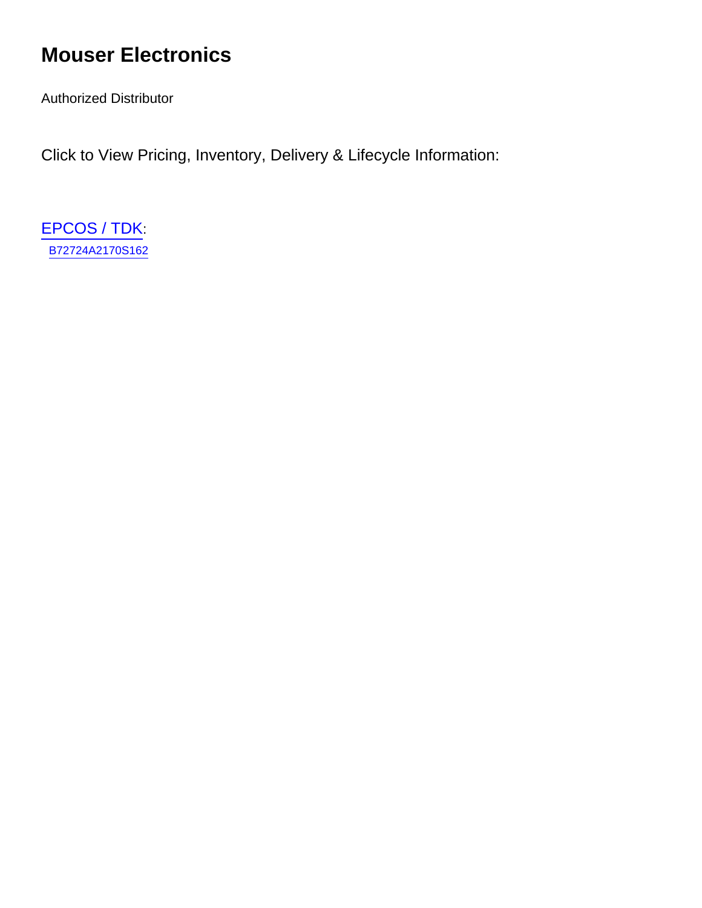# Mouser Electronics

Authorized Distributor

Click to View Pricing, Inventory, Delivery & Lifecycle Information:

EPCOS / TDK:

B72724A2170S162